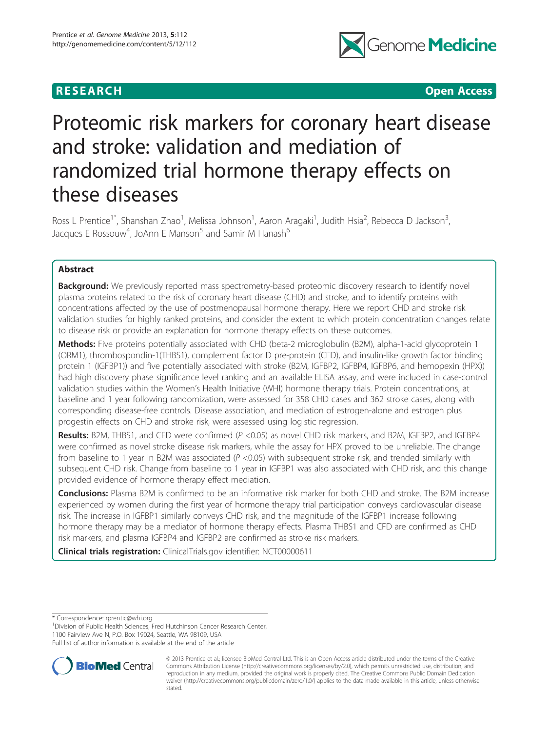RESEARCH Open Access

# Proteomic risk markers for coronary heart disease and stroke: validation and mediation of randomized trial hormone therapy effects on these diseases

Ross L Prentice[1*], Shanshan Zhao[1], Melissa Johnson[1], Aaron Aragaki[1], Judith Hsia[2], Rebecca D Jackson[3], Jacques E Rossouw[4], JoAnn E Manson[5] and Samir M Hanash[6]

## Abstract

**Background:** We previously reported mass spectrometry-based proteomic discovery research to identify novel plasma proteins related to the risk of coronary heart disease (CHD) and stroke, and to identify proteins with concentrations affected by the use of postmenopausal hormone therapy. Here we report CHD and stroke risk validation studies for highly ranked proteins, and consider the extent to which protein concentration changes relate to disease risk or provide an explanation for hormone therapy effects on these outcomes.

**Methods:** Five proteins potentially associated with CHD (beta-2 microglobulin (B2M), alpha-1-acid glycoprotein 1 (ORM1), thrombospondin-1(THBS1), complement factor D pre-protein (CFD), and insulin-like growth factor binding protein 1 (IGFBP1)) and five potentially associated with stroke (B2M, IGFBP2, IGFBP4, IGFBP6, and hemopexin (HPX)) had high discovery phase significance level ranking and an available ELISA assay, and were included in case-control validation studies within the Women's Health Initiative (WHI) hormone therapy trials. Protein concentrations, at baseline and 1 year following randomization, were assessed for 358 CHD cases and 362 stroke cases, along with corresponding disease-free controls. Disease association, and mediation of estrogen-alone and estrogen plus progestin effects on CHD and stroke risk, were assessed using logistic regression.

**Results:** B2M, THBS1, and CFD were confirmed ($P$ <0.05) as novel CHD risk markers, and B2M, IGFBP2, and IGFBP4 were confirmed as novel stroke disease risk markers, while the assay for HPX proved to be unreliable. The change from baseline to 1 year in B2M was associated ($P$ <0.05) with subsequent stroke risk, and trended similarly with subsequent CHD risk. Change from baseline to 1 year in IGFBP1 was also associated with CHD risk, and this change provided evidence of hormone therapy effect mediation.

**Conclusions:** Plasma B2M is confirmed to be an informative risk marker for both CHD and stroke. The B2M increase experienced by women during the first year of hormone therapy trial participation conveys cardiovascular disease risk. The increase in IGFBP1 similarly conveys CHD risk, and the magnitude of the IGFBP1 increase following hormone therapy may be a mediator of hormone therapy effects. Plasma THBS1 and CFD are confirmed as CHD risk markers, and plasma IGFBP4 and IGFBP2 are confirmed as stroke risk markers.

**Clinical trials registration:** ClinicalTrials.gov identifier: NCT00000611

\* Correspondence: rprentic@whi.org

[1]Division of Public Health Sciences, Fred Hutchinson Cancer Research Center, 1100 Fairview Ave N, P.O. Box 19024, Seattle, WA 98109, USA

Full list of author information is available at the end of the article

© 2013 Prentice et al.; licensee BioMed Central Ltd. This is an Open Access article distributed under the terms of the Creative Commons Attribution License (http://creativecommons.org/licenses/by/2.0), which permits unrestricted use, distribution, and reproduction in any medium, provided the original work is properly cited. The Creative Commons Public Domain Dedication waiver (http://creativecommons.org/publicdomain/zero/1.0/) applies to the data made available in this article, unless otherwise stated.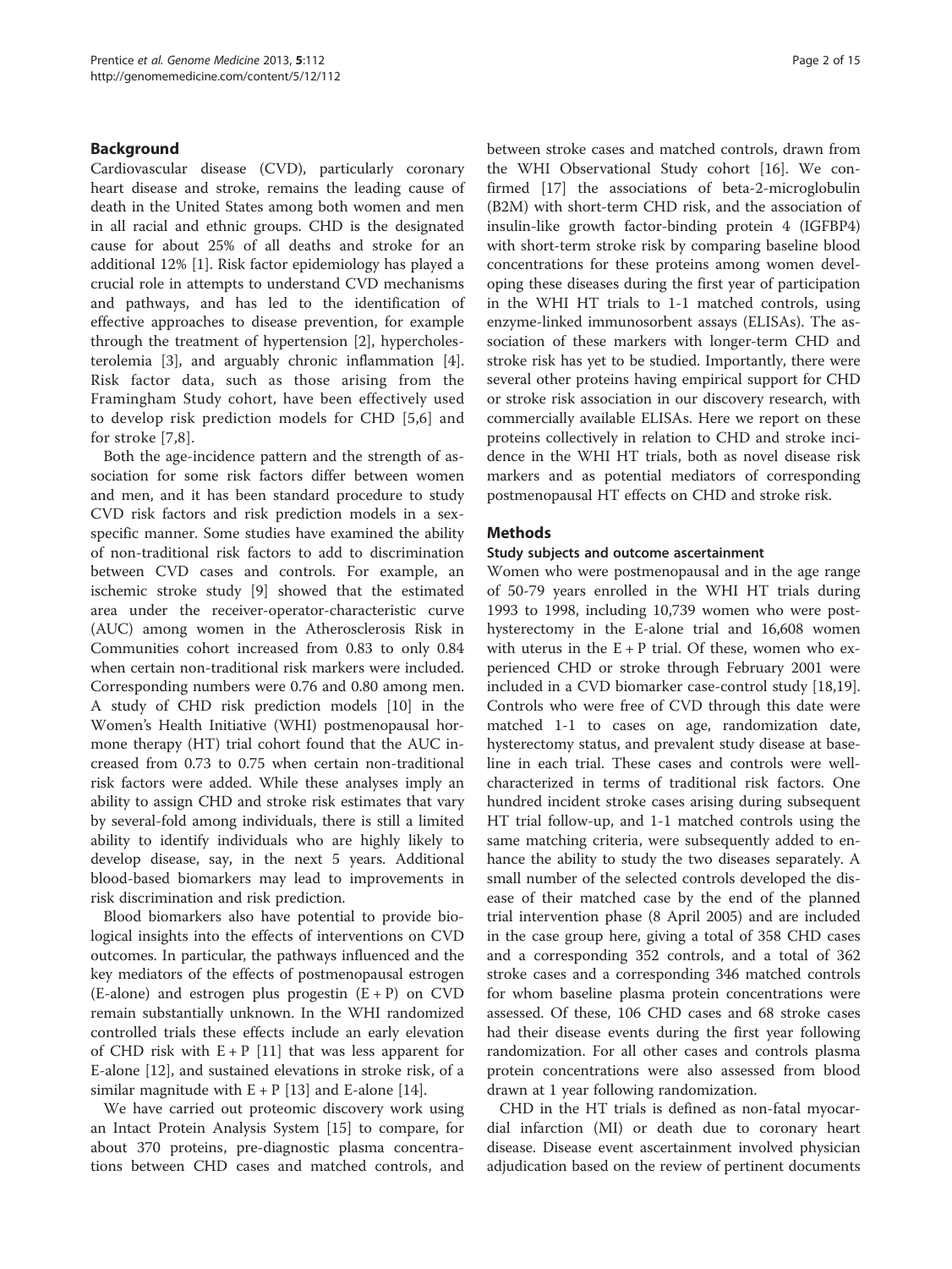## Background

Cardiovascular disease (CVD), particularly coronary heart disease and stroke, remains the leading cause of death in the United States among both women and men in all racial and ethnic groups. CHD is the designated cause for about 25% of all deaths and stroke for an additional 12% [1]. Risk factor epidemiology has played a crucial role in attempts to understand CVD mechanisms and pathways, and has led to the identification of effective approaches to disease prevention, for example through the treatment of hypertension [2], hypercholesterolemia [3], and arguably chronic inflammation [4]. Risk factor data, such as those arising from the Framingham Study cohort, have been effectively used to develop risk prediction models for CHD [5,6] and for stroke [7,8].

Both the age-incidence pattern and the strength of association for some risk factors differ between women and men, and it has been standard procedure to study CVD risk factors and risk prediction models in a sex-specific manner. Some studies have examined the ability of non-traditional risk factors to add to discrimination between CVD cases and controls. For example, an ischemic stroke study [9] showed that the estimated area under the receiver-operator-characteristic curve (AUC) among women in the Atherosclerosis Risk in Communities cohort increased from 0.83 to only 0.84 when certain non-traditional risk markers were included. Corresponding numbers were 0.76 and 0.80 among men. A study of CHD risk prediction models [10] in the Women's Health Initiative (WHI) postmenopausal hormone therapy (HT) trial cohort found that the AUC increased from 0.73 to 0.75 when certain non-traditional risk factors were added. While these analyses imply an ability to assign CHD and stroke risk estimates that vary by several-fold among individuals, there is still a limited ability to identify individuals who are highly likely to develop disease, say, in the next 5 years. Additional blood-based biomarkers may lead to improvements in risk discrimination and risk prediction.

Blood biomarkers also have potential to provide biological insights into the effects of interventions on CVD outcomes. In particular, the pathways influenced and the key mediators of the effects of postmenopausal estrogen (E-alone) and estrogen plus progestin (E + P) on CVD remain substantially unknown. In the WHI randomized controlled trials these effects include an early elevation of CHD risk with E + P [11] that was less apparent for E-alone [12], and sustained elevations in stroke risk, of a similar magnitude with E + P [13] and E-alone [14].

We have carried out proteomic discovery work using an Intact Protein Analysis System [15] to compare, for about 370 proteins, pre-diagnostic plasma concentrations between CHD cases and matched controls, and between stroke cases and matched controls, drawn from the WHI Observational Study cohort [16]. We confirmed [17] the associations of beta-2-microglobulin (B2M) with short-term CHD risk, and the association of insulin-like growth factor-binding protein 4 (IGFBP4) with short-term stroke risk by comparing baseline blood concentrations for these proteins among women developing these diseases during the first year of participation in the WHI HT trials to 1-1 matched controls, using enzyme-linked immunosorbent assays (ELISAs). The association of these markers with longer-term CHD and stroke risk has yet to be studied. Importantly, there were several other proteins having empirical support for CHD or stroke risk association in our discovery research, with commercially available ELISAs. Here we report on these proteins collectively in relation to CHD and stroke incidence in the WHI HT trials, both as novel disease risk markers and as potential mediators of corresponding postmenopausal HT effects on CHD and stroke risk.

## Methods

### Study subjects and outcome ascertainment

Women who were postmenopausal and in the age range of 50-79 years enrolled in the WHI HT trials during 1993 to 1998, including 10,739 women who were post-hysterectomy in the E-alone trial and 16,608 women with uterus in the E + P trial. Of these, women who experienced CHD or stroke through February 2001 were included in a CVD biomarker case-control study [18,19]. Controls who were free of CVD through this date were matched 1-1 to cases on age, randomization date, hysterectomy status, and prevalent study disease at baseline in each trial. These cases and controls were well-characterized in terms of traditional risk factors. One hundred incident stroke cases arising during subsequent HT trial follow-up, and 1-1 matched controls using the same matching criteria, were subsequently added to enhance the ability to study the two diseases separately. A small number of the selected controls developed the disease of their matched case by the end of the planned trial intervention phase (8 April 2005) and are included in the case group here, giving a total of 358 CHD cases and a corresponding 352 controls, and a total of 362 stroke cases and a corresponding 346 matched controls for whom baseline plasma protein concentrations were assessed. Of these, 106 CHD cases and 68 stroke cases had their disease events during the first year following randomization. For all other cases and controls plasma protein concentrations were also assessed from blood drawn at 1 year following randomization.

CHD in the HT trials is defined as non-fatal myocardial infarction (MI) or death due to coronary heart disease. Disease event ascertainment involved physician adjudication based on the review of pertinent documents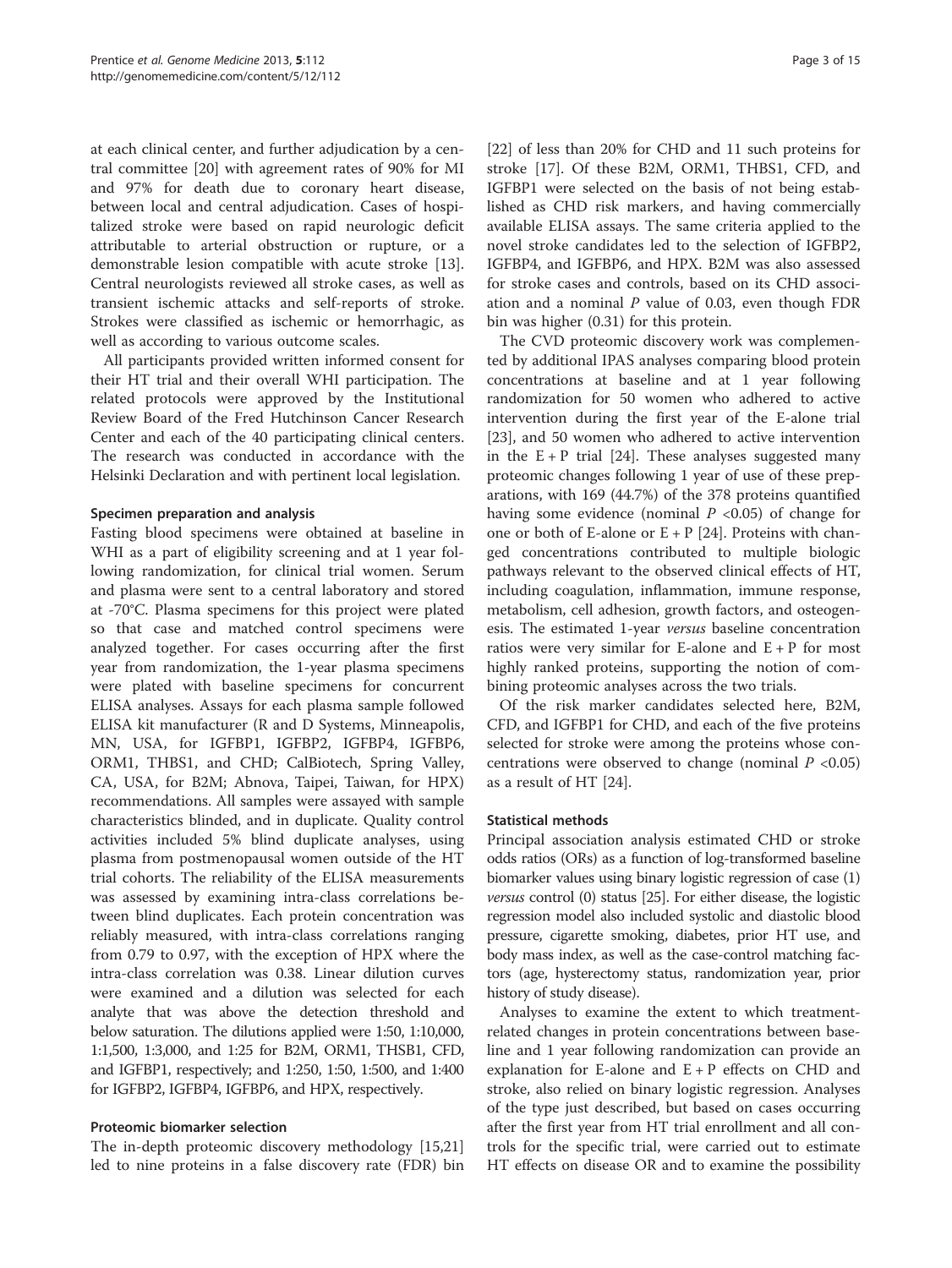at each clinical center, and further adjudication by a central committee [20] with agreement rates of 90% for MI and 97% for death due to coronary heart disease, between local and central adjudication. Cases of hospitalized stroke were based on rapid neurologic deficit attributable to arterial obstruction or rupture, or a demonstrable lesion compatible with acute stroke [13]. Central neurologists reviewed all stroke cases, as well as transient ischemic attacks and self-reports of stroke. Strokes were classified as ischemic or hemorrhagic, as well as according to various outcome scales.

All participants provided written informed consent for their HT trial and their overall WHI participation. The related protocols were approved by the Institutional Review Board of the Fred Hutchinson Cancer Research Center and each of the 40 participating clinical centers. The research was conducted in accordance with the Helsinki Declaration and with pertinent local legislation.

### Specimen preparation and analysis

Fasting blood specimens were obtained at baseline in WHI as a part of eligibility screening and at 1 year following randomization, for clinical trial women. Serum and plasma were sent to a central laboratory and stored at -70°C. Plasma specimens for this project were plated so that case and matched control specimens were analyzed together. For cases occurring after the first year from randomization, the 1-year plasma specimens were plated with baseline specimens for concurrent ELISA analyses. Assays for each plasma sample followed ELISA kit manufacturer (R and D Systems, Minneapolis, MN, USA, for IGFBP1, IGFBP2, IGFBP4, IGFBP6, ORM1, THBS1, and CHD; CalBiotech, Spring Valley, CA, USA, for B2M; Abnova, Taipei, Taiwan, for HPX) recommendations. All samples were assayed with sample characteristics blinded, and in duplicate. Quality control activities included 5% blind duplicate analyses, using plasma from postmenopausal women outside of the HT trial cohorts. The reliability of the ELISA measurements was assessed by examining intra-class correlations between blind duplicates. Each protein concentration was reliably measured, with intra-class correlations ranging from 0.79 to 0.97, with the exception of HPX where the intra-class correlation was 0.38. Linear dilution curves were examined and a dilution was selected for each analyte that was above the detection threshold and below saturation. The dilutions applied were 1:50, 1:10,000, 1:1,500, 1:3,000, and 1:25 for B2M, ORM1, THSB1, CFD, and IGFBP1, respectively; and 1:250, 1:50, 1:500, and 1:400 for IGFBP2, IGFBP4, IGFBP6, and HPX, respectively.

### Proteomic biomarker selection

The in-depth proteomic discovery methodology [15,21] led to nine proteins in a false discovery rate (FDR) bin [22] of less than 20% for CHD and 11 such proteins for stroke [17]. Of these B2M, ORM1, THBS1, CFD, and IGFBP1 were selected on the basis of not being established as CHD risk markers, and having commercially available ELISA assays. The same criteria applied to the novel stroke candidates led to the selection of IGFBP2, IGFBP4, and IGFBP6, and HPX. B2M was also assessed for stroke cases and controls, based on its CHD association and a nominal $P$ value of 0.03, even though FDR bin was higher (0.31) for this protein.

The CVD proteomic discovery work was complemented by additional IPAS analyses comparing blood protein concentrations at baseline and at 1 year following randomization for 50 women who adhered to active intervention during the first year of the E-alone trial [23], and 50 women who adhered to active intervention in the E + P trial [24]. These analyses suggested many proteomic changes following 1 year of use of these preparations, with 169 (44.7%) of the 378 proteins quantified having some evidence (nominal $P < 0.05$) of change for one or both of E-alone or E + P [24]. Proteins with changed concentrations contributed to multiple biologic pathways relevant to the observed clinical effects of HT, including coagulation, inflammation, immune response, metabolism, cell adhesion, growth factors, and osteogenesis. The estimated 1-year *versus* baseline concentration ratios were very similar for E-alone and E + P for most highly ranked proteins, supporting the notion of combining proteomic analyses across the two trials.

Of the risk marker candidates selected here, B2M, CFD, and IGFBP1 for CHD, and each of the five proteins selected for stroke were among the proteins whose concentrations were observed to change (nominal $P < 0.05$) as a result of HT [24].

### Statistical methods

Principal association analysis estimated CHD or stroke odds ratios (ORs) as a function of log-transformed baseline biomarker values using binary logistic regression of case (1) *versus* control (0) status [25]. For either disease, the logistic regression model also included systolic and diastolic blood pressure, cigarette smoking, diabetes, prior HT use, and body mass index, as well as the case-control matching factors (age, hysterectomy status, randomization year, prior history of study disease).

Analyses to examine the extent to which treatment-related changes in protein concentrations between baseline and 1 year following randomization can provide an explanation for E-alone and E + P effects on CHD and stroke, also relied on binary logistic regression. Analyses of the type just described, but based on cases occurring after the first year from HT trial enrollment and all controls for the specific trial, were carried out to estimate HT effects on disease OR and to examine the possibility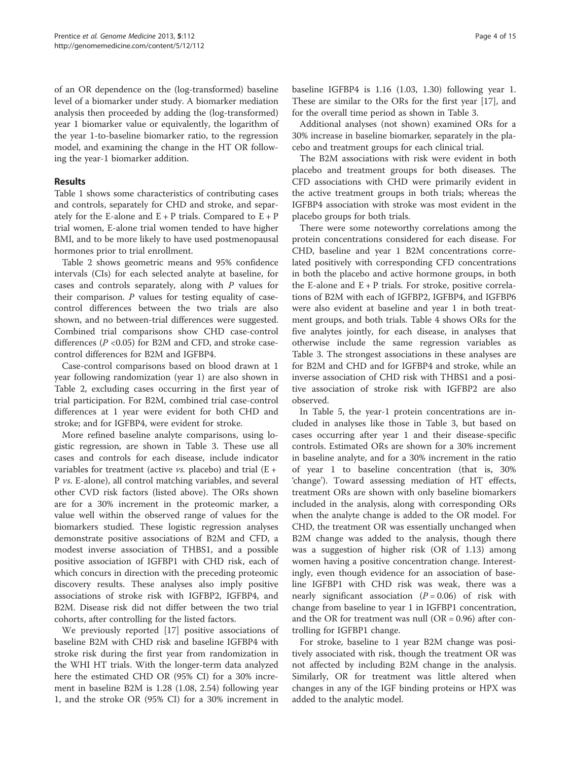of an OR dependence on the (log-transformed) baseline level of a biomarker under study. A biomarker mediation analysis then proceeded by adding the (log-transformed) year 1 biomarker value or equivalently, the logarithm of the year 1-to-baseline biomarker ratio, to the regression model, and examining the change in the HT OR following the year-1 biomarker addition.

## Results

Table 1 shows some characteristics of contributing cases and controls, separately for CHD and stroke, and separately for the E-alone and E + P trials. Compared to E + P trial women, E-alone trial women tended to have higher BMI, and to be more likely to have used postmenopausal hormones prior to trial enrollment.

Table 2 shows geometric means and 95% confidence intervals (CIs) for each selected analyte at baseline, for cases and controls separately, along with *P* values for their comparison. *P* values for testing equality of case-control differences between the two trials are also shown, and no between-trial differences were suggested. Combined trial comparisons show CHD case-control differences ($P < 0.05$) for B2M and CFD, and stroke case-control differences for B2M and IGFBP4.

Case-control comparisons based on blood drawn at 1 year following randomization (year 1) are also shown in Table 2, excluding cases occurring in the first year of trial participation. For B2M, combined trial case-control differences at 1 year were evident for both CHD and stroke; and for IGFBP4, were evident for stroke.

More refined baseline analyte comparisons, using logistic regression, are shown in Table 3. These use all cases and controls for each disease, include indicator variables for treatment (active *vs.* placebo) and trial (E + P *vs*. E-alone), all control matching variables, and several other CVD risk factors (listed above). The ORs shown are for a 30% increment in the proteomic marker, a value well within the observed range of values for the biomarkers studied. These logistic regression analyses demonstrate positive associations of B2M and CFD, a modest inverse association of THBS1, and a possible positive association of IGFBP1 with CHD risk, each of which concurs in direction with the preceding proteomic discovery results. These analyses also imply positive associations of stroke risk with IGFBP2, IGFBP4, and B2M. Disease risk did not differ between the two trial cohorts, after controlling for the listed factors.

We previously reported [17] positive associations of baseline B2M with CHD risk and baseline IGFBP4 with stroke risk during the first year from randomization in the WHI HT trials. With the longer-term data analyzed here the estimated CHD OR (95% CI) for a 30% increment in baseline B2M is 1.28 (1.08, 2.54) following year 1, and the stroke OR (95% CI) for a 30% increment in baseline IGFBP4 is 1.16 (1.03, 1.30) following year 1. These are similar to the ORs for the first year [17], and for the overall time period as shown in Table 3.

Additional analyses (not shown) examined ORs for a 30% increase in baseline biomarker, separately in the placebo and treatment groups for each clinical trial.

The B2M associations with risk were evident in both placebo and treatment groups for both diseases. The CFD associations with CHD were primarily evident in the active treatment groups in both trials; whereas the IGFBP4 association with stroke was most evident in the placebo groups for both trials.

There were some noteworthy correlations among the protein concentrations considered for each disease. For CHD, baseline and year 1 B2M concentrations correlated positively with corresponding CFD concentrations in both the placebo and active hormone groups, in both the E-alone and E + P trials. For stroke, positive correlations of B2M with each of IGFBP2, IGFBP4, and IGFBP6 were also evident at baseline and year 1 in both treatment groups, and both trials. Table 4 shows ORs for the five analytes jointly, for each disease, in analyses that otherwise include the same regression variables as Table 3. The strongest associations in these analyses are for B2M and CHD and for IGFBP4 and stroke, while an inverse association of CHD risk with THBS1 and a positive association of stroke risk with IGFBP2 are also observed.

In Table 5, the year-1 protein concentrations are included in analyses like those in Table 3, but based on cases occurring after year 1 and their disease-specific controls. Estimated ORs are shown for a 30% increment in baseline analyte, and for a 30% increment in the ratio of year 1 to baseline concentration (that is, 30% 'change'). Toward assessing mediation of HT effects, treatment ORs are shown with only baseline biomarkers included in the analysis, along with corresponding ORs when the analyte change is added to the OR model. For CHD, the treatment OR was essentially unchanged when B2M change was added to the analysis, though there was a suggestion of higher risk (OR of 1.13) among women having a positive concentration change. Interestingly, even though evidence for an association of baseline IGFBP1 with CHD risk was weak, there was a nearly significant association ($P = 0.06$) of risk with change from baseline to year 1 in IGFBP1 concentration, and the OR for treatment was null (OR = 0.96) after controlling for IGFBP1 change.

For stroke, baseline to 1 year B2M change was positively associated with risk, though the treatment OR was not affected by including B2M change in the analysis. Similarly, OR for treatment was little altered when changes in any of the IGF binding proteins or HPX was added to the analytic model.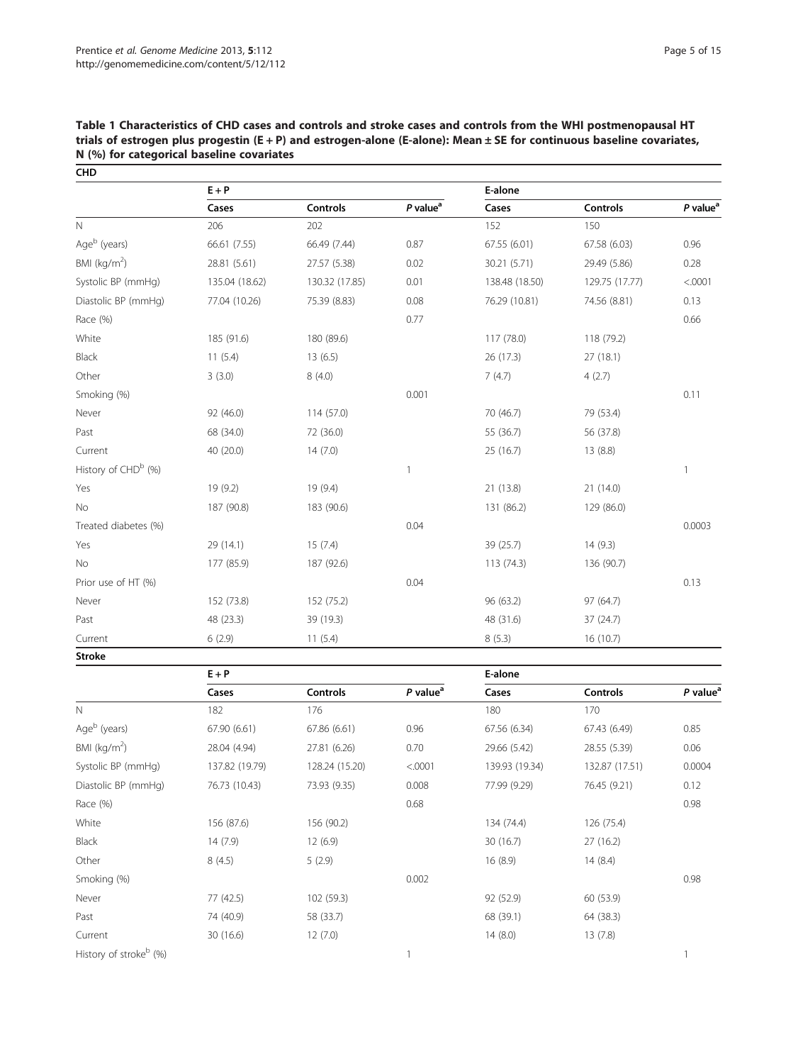**Table 1 Characteristics of CHD cases and controls and stroke cases and controls from the WHI postmenopausal HT trials of estrogen plus progestin (E + P) and estrogen-alone (E-alone): Mean ± SE for continuous baseline covariates, N (%) for categorical baseline covariates**

**CHD**

| | E + P | | | E-alone | | |
|---|---|---|---|---|---|---|
| | Cases | Controls | *P* value[a] | Cases | Controls | *P* value[a] |
| N | 206 | 202 | | 152 | 150 | |
| Age[b] (years) | 66.61 (7.55) | 66.49 (7.44) | 0.87 | 67.55 (6.01) | 67.58 (6.03) | 0.96 |
| BMI (kg/m$^2$) | 28.81 (5.61) | 27.57 (5.38) | 0.02 | 30.21 (5.71) | 29.49 (5.86) | 0.28 |
| Systolic BP (mmHg) | 135.04 (18.62) | 130.32 (17.85) | 0.01 | 138.48 (18.50) | 129.75 (17.77) | <.0001 |
| Diastolic BP (mmHg) | 77.04 (10.26) | 75.39 (8.83) | 0.08 | 76.29 (10.81) | 74.56 (8.81) | 0.13 |
| Race (%) | | | 0.77 | | | 0.66 |
| White | 185 (91.6) | 180 (89.6) | | 117 (78.0) | 118 (79.2) | |
| Black | 11 (5.4) | 13 (6.5) | | 26 (17.3) | 27 (18.1) | |
| Other | 3 (3.0) | 8 (4.0) | | 7 (4.7) | 4 (2.7) | |
| Smoking (%) | | | 0.001 | | | 0.11 |
| Never | 92 (46.0) | 114 (57.0) | | 70 (46.7) | 79 (53.4) | |
| Past | 68 (34.0) | 72 (36.0) | | 55 (36.7) | 56 (37.8) | |
| Current | 40 (20.0) | 14 (7.0) | | 25 (16.7) | 13 (8.8) | |
| History of CHD[b] (%) | | | 1 | | | 1 |
| Yes | 19 (9.2) | 19 (9.4) | | 21 (13.8) | 21 (14.0) | |
| No | 187 (90.8) | 183 (90.6) | | 131 (86.2) | 129 (86.0) | |
| Treated diabetes (%) | | | 0.04 | | | 0.0003 |
| Yes | 29 (14.1) | 15 (7.4) | | 39 (25.7) | 14 (9.3) | |
| No | 177 (85.9) | 187 (92.6) | | 113 (74.3) | 136 (90.7) | |
| Prior use of HT (%) | | | 0.04 | | | 0.13 |
| Never | 152 (73.8) | 152 (75.2) | | 96 (63.2) | 97 (64.7) | |
| Past | 48 (23.3) | 39 (19.3) | | 48 (31.6) | 37 (24.7) | |
| Current | 6 (2.9) | 11 (5.4) | | 8 (5.3) | 16 (10.7) | |

**Stroke**

| | E + P | | | E-alone | | |
|---|---|---|---|---|---|---|
| | Cases | Controls | *P* value[a] | Cases | Controls | *P* value[a] |
| N | 182 | 176 | | 180 | 170 | |
| Age[b] (years) | 67.90 (6.61) | 67.86 (6.61) | 0.96 | 67.56 (6.34) | 67.43 (6.49) | 0.85 |
| BMI (kg/m$^2$) | 28.04 (4.94) | 27.81 (6.26) | 0.70 | 29.66 (5.42) | 28.55 (5.39) | 0.06 |
| Systolic BP (mmHg) | 137.82 (19.79) | 128.24 (15.20) | <.0001 | 139.93 (19.34) | 132.87 (17.51) | 0.0004 |
| Diastolic BP (mmHg) | 76.73 (10.43) | 73.93 (9.35) | 0.008 | 77.99 (9.29) | 76.45 (9.21) | 0.12 |
| Race (%) | | | 0.68 | | | 0.98 |
| White | 156 (87.6) | 156 (90.2) | | 134 (74.4) | 126 (75.4) | |
| Black | 14 (7.9) | 12 (6.9) | | 30 (16.7) | 27 (16.2) | |
| Other | 8 (4.5) | 5 (2.9) | | 16 (8.9) | 14 (8.4) | |
| Smoking (%) | | | 0.002 | | | 0.98 |
| Never | 77 (42.5) | 102 (59.3) | | 92 (52.9) | 60 (53.9) | |
| Past | 74 (40.9) | 58 (33.7) | | 68 (39.1) | 64 (38.3) | |
| Current | 30 (16.6) | 12 (7.0) | | 14 (8.0) | 13 (7.8) | |
| History of stroke[b] (%) | | | 1 | | | 1 |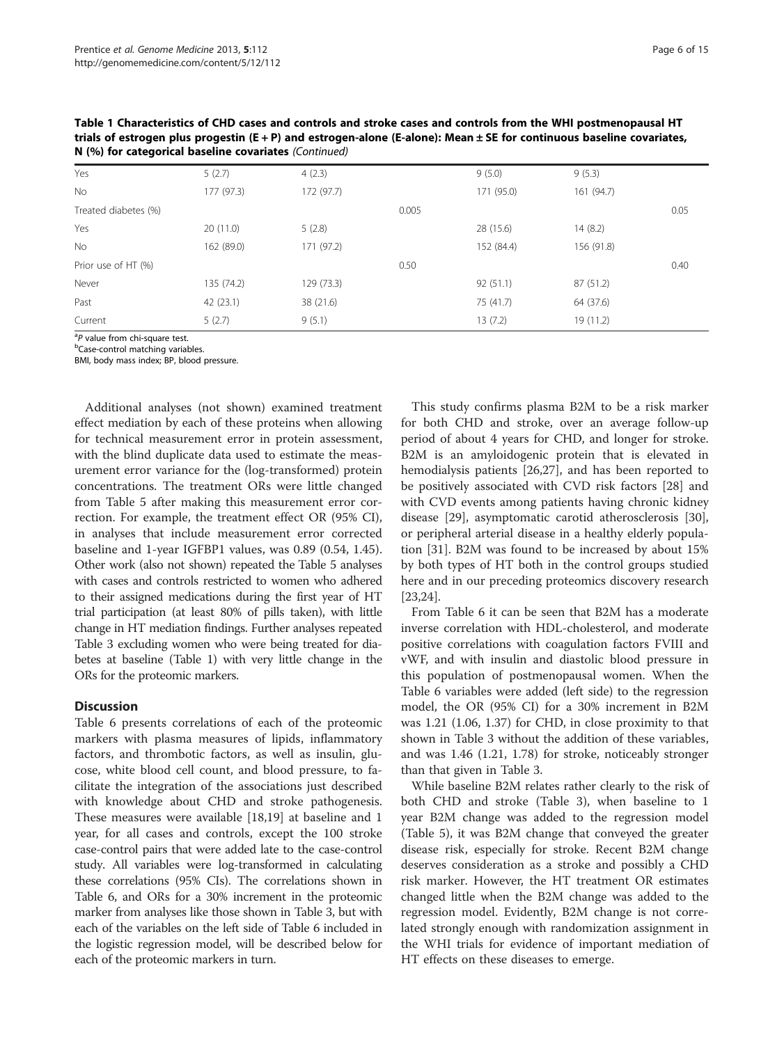**Table 1 Characteristics of CHD cases and controls and stroke cases and controls from the WHI postmenopausal HT trials of estrogen plus progestin (E + P) and estrogen-alone (E-alone): Mean ± SE for continuous baseline covariates, N (%) for categorical baseline covariates** *(Continued)*

| | | | | | | |
|---|---|---|---|---|---|---|
| Yes | 5 (2.7) | 4 (2.3) | | 9 (5.0) | 9 (5.3) | |
| No | 177 (97.3) | 172 (97.7) | | 171 (95.0) | 161 (94.7) | |
| Treated diabetes (%) | | | 0.005 | | | 0.05 |
| Yes | 20 (11.0) | 5 (2.8) | | 28 (15.6) | 14 (8.2) | |
| No | 162 (89.0) | 171 (97.2) | | 152 (84.4) | 156 (91.8) | |
| Prior use of HT (%) | | | 0.50 | | | 0.40 |
| Never | 135 (74.2) | 129 (73.3) | | 92 (51.1) | 87 (51.2) | |
| Past | 42 (23.1) | 38 (21.6) | | 75 (41.7) | 64 (37.6) | |
| Current | 5 (2.7) | 9 (5.1) | | 13 (7.2) | 19 (11.2) | |

[a] *P* value from chi-square test.
[b] Case-control matching variables.
BMI, body mass index; BP, blood pressure.

Additional analyses (not shown) examined treatment effect mediation by each of these proteins when allowing for technical measurement error in protein assessment, with the blind duplicate data used to estimate the measurement error variance for the (log-transformed) protein concentrations. The treatment ORs were little changed from Table 5 after making this measurement error correction. For example, the treatment effect OR (95% CI), in analyses that include measurement error corrected baseline and 1-year IGFBP1 values, was 0.89 (0.54, 1.45). Other work (also not shown) repeated the Table 5 analyses with cases and controls restricted to women who adhered to their assigned medications during the first year of HT trial participation (at least 80% of pills taken), with little change in HT mediation findings. Further analyses repeated Table 3 excluding women who were being treated for diabetes at baseline (Table 1) with very little change in the ORs for the proteomic markers.

## Discussion

Table 6 presents correlations of each of the proteomic markers with plasma measures of lipids, inflammatory factors, and thrombotic factors, as well as insulin, glucose, white blood cell count, and blood pressure, to facilitate the integration of the associations just described with knowledge about CHD and stroke pathogenesis. These measures were available [18,19] at baseline and 1 year, for all cases and controls, except the 100 stroke case-control pairs that were added late to the case-control study. All variables were log-transformed in calculating these correlations (95% CIs). The correlations shown in Table 6, and ORs for a 30% increment in the proteomic marker from analyses like those shown in Table 3, but with each of the variables on the left side of Table 6 included in the logistic regression model, will be described below for each of the proteomic markers in turn.

This study confirms plasma B2M to be a risk marker for both CHD and stroke, over an average follow-up period of about 4 years for CHD, and longer for stroke. B2M is an amyloidogenic protein that is elevated in hemodialysis patients [26,27], and has been reported to be positively associated with CVD risk factors [28] and with CVD events among patients having chronic kidney disease [29], asymptomatic carotid atherosclerosis [30], or peripheral arterial disease in a healthy elderly population [31]. B2M was found to be increased by about 15% by both types of HT both in the control groups studied here and in our preceding proteomics discovery research [23,24].

From Table 6 it can be seen that B2M has a moderate inverse correlation with HDL-cholesterol, and moderate positive correlations with coagulation factors FVIII and vWF, and with insulin and diastolic blood pressure in this population of postmenopausal women. When the Table 6 variables were added (left side) to the regression model, the OR (95% CI) for a 30% increment in B2M was 1.21 (1.06, 1.37) for CHD, in close proximity to that shown in Table 3 without the addition of these variables, and was 1.46 (1.21, 1.78) for stroke, noticeably stronger than that given in Table 3.

While baseline B2M relates rather clearly to the risk of both CHD and stroke (Table 3), when baseline to 1 year B2M change was added to the regression model (Table 5), it was B2M change that conveyed the greater disease risk, especially for stroke. Recent B2M change deserves consideration as a stroke and possibly a CHD risk marker. However, the HT treatment OR estimates changed little when the B2M change was added to the regression model. Evidently, B2M change is not correlated strongly enough with randomization assignment in the WHI trials for evidence of important mediation of HT effects on these diseases to emerge.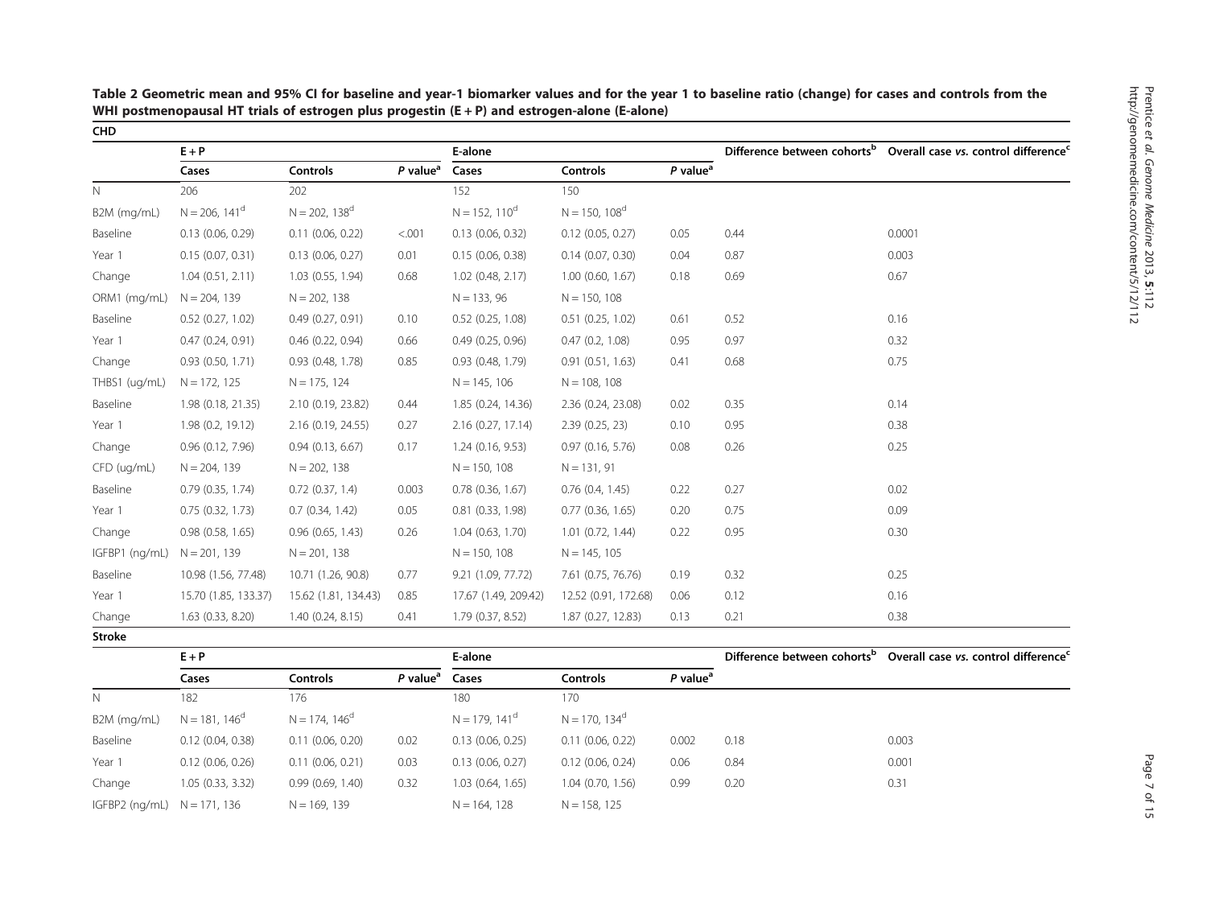**Table 2 Geometric mean and 95% CI for baseline and year-1 biomarker values and for the year 1 to baseline ratio (change) for cases and controls from the WHI postmenopausal HT trials of estrogen plus progestin (E + P) and estrogen-alone (E-alone)**

**CHD**

| | E + P | | | E-alone | | | Difference between cohorts[b] | Overall case vs. control difference[c] |
|---|---|---|---|---|---|---|---|---|
| | Cases | Controls | P value[a] | Cases | Controls | P value[a] | | |
| N | 206 | 202 | | 152 | 150 | | | |
| B2M (mg/mL) | N = 206, 141[d] | N = 202, 138[d] | | N = 152, 110[d] | N = 150, 108[d] | | | |
| Baseline | 0.13 (0.06, 0.29) | 0.11 (0.06, 0.22) | <.001 | 0.13 (0.06, 0.32) | 0.12 (0.05, 0.27) | 0.05 | 0.44 | 0.0001 |
| Year 1 | 0.15 (0.07, 0.31) | 0.13 (0.06, 0.27) | 0.01 | 0.15 (0.06, 0.38) | 0.14 (0.07, 0.30) | 0.04 | 0.87 | 0.003 |
| Change | 1.04 (0.51, 2.11) | 1.03 (0.55, 1.94) | 0.68 | 1.02 (0.48, 2.17) | 1.00 (0.60, 1.67) | 0.18 | 0.69 | 0.67 |
| ORM1 (mg/mL) | N = 204, 139 | N = 202, 138 | | N = 133, 96 | N = 150, 108 | | | |
| Baseline | 0.52 (0.27, 1.02) | 0.49 (0.27, 0.91) | 0.10 | 0.52 (0.25, 1.08) | 0.51 (0.25, 1.02) | 0.61 | 0.52 | 0.16 |
| Year 1 | 0.47 (0.24, 0.91) | 0.46 (0.22, 0.94) | 0.66 | 0.49 (0.25, 0.96) | 0.47 (0.2, 1.08) | 0.95 | 0.97 | 0.32 |
| Change | 0.93 (0.50, 1.71) | 0.93 (0.48, 1.78) | 0.85 | 0.93 (0.48, 1.79) | 0.91 (0.51, 1.63) | 0.41 | 0.68 | 0.75 |
| THBS1 (ug/mL) | N = 172, 125 | N = 175, 124 | | N = 145, 106 | N = 108, 108 | | | |
| Baseline | 1.98 (0.18, 21.35) | 2.10 (0.19, 23.82) | 0.44 | 1.85 (0.24, 14.36) | 2.36 (0.24, 23.08) | 0.02 | 0.35 | 0.14 |
| Year 1 | 1.98 (0.2, 19.12) | 2.16 (0.19, 24.55) | 0.27 | 2.16 (0.27, 17.14) | 2.39 (0.25, 23) | 0.10 | 0.95 | 0.38 |
| Change | 0.96 (0.12, 7.96) | 0.94 (0.13, 6.67) | 0.17 | 1.24 (0.16, 9.53) | 0.97 (0.16, 5.76) | 0.08 | 0.26 | 0.25 |
| CFD (ug/mL) | N = 204, 139 | N = 202, 138 | | N = 150, 108 | N = 131, 91 | | | |
| Baseline | 0.79 (0.35, 1.74) | 0.72 (0.37, 1.4) | 0.003 | 0.78 (0.36, 1.67) | 0.76 (0.4, 1.45) | 0.22 | 0.27 | 0.02 |
| Year 1 | 0.75 (0.32, 1.73) | 0.7 (0.34, 1.42) | 0.05 | 0.81 (0.33, 1.98) | 0.77 (0.36, 1.65) | 0.20 | 0.75 | 0.09 |
| Change | 0.98 (0.58, 1.65) | 0.96 (0.65, 1.43) | 0.26 | 1.04 (0.63, 1.70) | 1.01 (0.72, 1.44) | 0.22 | 0.95 | 0.30 |
| IGFBP1 (ng/mL) | N = 201, 139 | N = 201, 138 | | N = 150, 108 | N = 145, 105 | | | |
| Baseline | 10.98 (1.56, 77.48) | 10.71 (1.26, 90.8) | 0.77 | 9.21 (1.09, 77.72) | 7.61 (0.75, 76.76) | 0.19 | 0.32 | 0.25 |
| Year 1 | 15.70 (1.85, 133.37) | 15.62 (1.81, 134.43) | 0.85 | 17.67 (1.49, 209.42) | 12.52 (0.91, 172.68) | 0.06 | 0.12 | 0.16 |
| Change | 1.63 (0.33, 8.20) | 1.40 (0.24, 8.15) | 0.41 | 1.79 (0.37, 8.52) | 1.87 (0.27, 12.83) | 0.13 | 0.21 | 0.38 |

**Stroke**

| | E + P | | | E-alone | | | Difference between cohorts[b] | Overall case vs. control difference[c] |
|---|---|---|---|---|---|---|---|---|
| | Cases | Controls | P value[a] | Cases | Controls | P value[a] | | |
| N | 182 | 176 | | 180 | 170 | | | |
| B2M (mg/mL) | N = 181, 146[d] | N = 174, 146[d] | | N = 179, 141[d] | N = 170, 134[d] | | | |
| Baseline | 0.12 (0.04, 0.38) | 0.11 (0.06, 0.20) | 0.02 | 0.13 (0.06, 0.25) | 0.11 (0.06, 0.22) | 0.002 | 0.18 | 0.003 |
| Year 1 | 0.12 (0.06, 0.26) | 0.11 (0.06, 0.21) | 0.03 | 0.13 (0.06, 0.27) | 0.12 (0.06, 0.24) | 0.06 | 0.84 | 0.001 |
| Change | 1.05 (0.33, 3.32) | 0.99 (0.69, 1.40) | 0.32 | 1.03 (0.64, 1.65) | 1.04 (0.70, 1.56) | 0.99 | 0.20 | 0.31 |
| IGFBP2 (ng/mL) | N = 171, 136 | N = 169, 139 | | N = 164, 128 | N = 158, 125 | | | |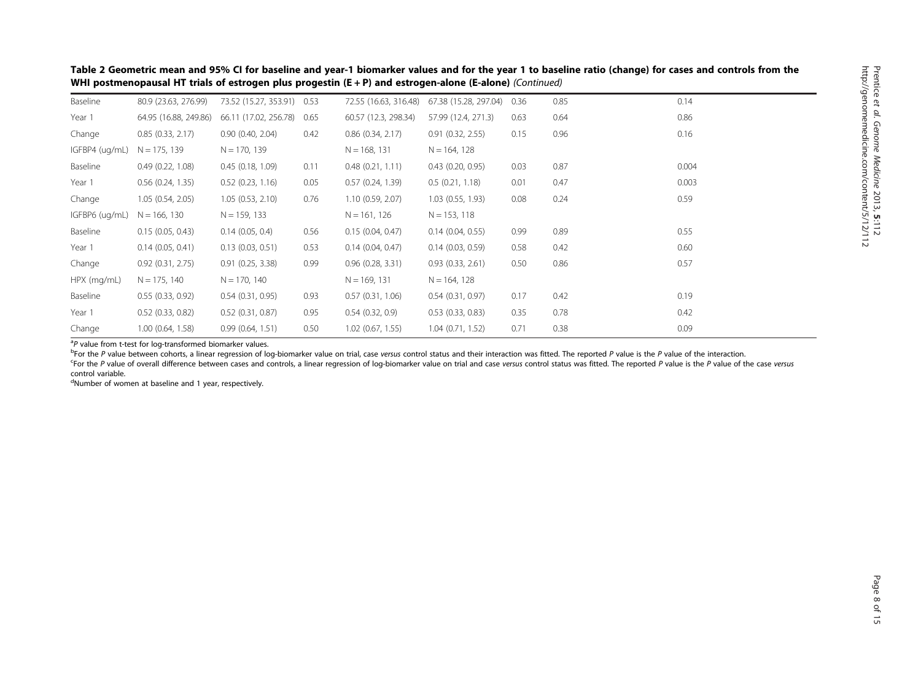**Table 2 Geometric mean and 95% CI for baseline and year-1 biomarker values and for the year 1 to baseline ratio (change) for cases and controls from the WHI postmenopausal HT trials of estrogen plus progestin (E + P) and estrogen-alone (E-alone)** *(Continued)*

| | | | | | | | | |
|---|---|---|---|---|---|---|---|---|
| Baseline | 80.9 (23.63, 276.99) | 73.52 (15.27, 353.91) | 0.53 | 72.55 (16.63, 316.48) | 67.38 (15.28, 297.04) | 0.36 | 0.85 | 0.14 |
| Year 1 | 64.95 (16.88, 249.86) | 66.11 (17.02, 256.78) | 0.65 | 60.57 (12.3, 298.34) | 57.99 (12.4, 271.3) | 0.63 | 0.64 | 0.86 |
| Change | 0.85 (0.33, 2.17) | 0.90 (0.40, 2.04) | 0.42 | 0.86 (0.34, 2.17) | 0.91 (0.32, 2.55) | 0.15 | 0.96 | 0.16 |
| IGFBP4 (ug/mL) | N = 175, 139 | N = 170, 139 | | N = 168, 131 | N = 164, 128 | | | |
| Baseline | 0.49 (0.22, 1.08) | 0.45 (0.18, 1.09) | 0.11 | 0.48 (0.21, 1.11) | 0.43 (0.20, 0.95) | 0.03 | 0.87 | 0.004 |
| Year 1 | 0.56 (0.24, 1.35) | 0.52 (0.23, 1.16) | 0.05 | 0.57 (0.24, 1.39) | 0.5 (0.21, 1.18) | 0.01 | 0.47 | 0.003 |
| Change | 1.05 (0.54, 2.05) | 1.05 (0.53, 2.10) | 0.76 | 1.10 (0.59, 2.07) | 1.03 (0.55, 1.93) | 0.08 | 0.24 | 0.59 |
| IGFBP6 (ug/mL) | N = 166, 130 | N = 159, 133 | | N = 161, 126 | N = 153, 118 | | | |
| Baseline | 0.15 (0.05, 0.43) | 0.14 (0.05, 0.4) | 0.56 | 0.15 (0.04, 0.47) | 0.14 (0.04, 0.55) | 0.99 | 0.89 | 0.55 |
| Year 1 | 0.14 (0.05, 0.41) | 0.13 (0.03, 0.51) | 0.53 | 0.14 (0.04, 0.47) | 0.14 (0.03, 0.59) | 0.58 | 0.42 | 0.60 |
| Change | 0.92 (0.31, 2.75) | 0.91 (0.25, 3.38) | 0.99 | 0.96 (0.28, 3.31) | 0.93 (0.33, 2.61) | 0.50 | 0.86 | 0.57 |
| HPX (mg/mL) | N = 175, 140 | N = 170, 140 | | N = 169, 131 | N = 164, 128 | | | |
| Baseline | 0.55 (0.33, 0.92) | 0.54 (0.31, 0.95) | 0.93 | 0.57 (0.31, 1.06) | 0.54 (0.31, 0.97) | 0.17 | 0.42 | 0.19 |
| Year 1 | 0.52 (0.33, 0.82) | 0.52 (0.31, 0.87) | 0.95 | 0.54 (0.32, 0.9) | 0.53 (0.33, 0.83) | 0.35 | 0.78 | 0.42 |
| Change | 1.00 (0.64, 1.58) | 0.99 (0.64, 1.51) | 0.50 | 1.02 (0.67, 1.55) | 1.04 (0.71, 1.52) | 0.71 | 0.38 | 0.09 |

[a]*P* value from t-test for log-transformed biomarker values.

[b]For the *P* value between cohorts, a linear regression of log-biomarker value on trial, case *versus* control status and their interaction was fitted. The reported *P* value is the *P* value of the interaction.

[c]For the *P* value of overall difference between cases and controls, a linear regression of log-biomarker value on trial and case *versus* control status was fitted. The reported *P* value is the *P* value of the case *versus* control variable.

[d]Number of women at baseline and 1 year, respectively.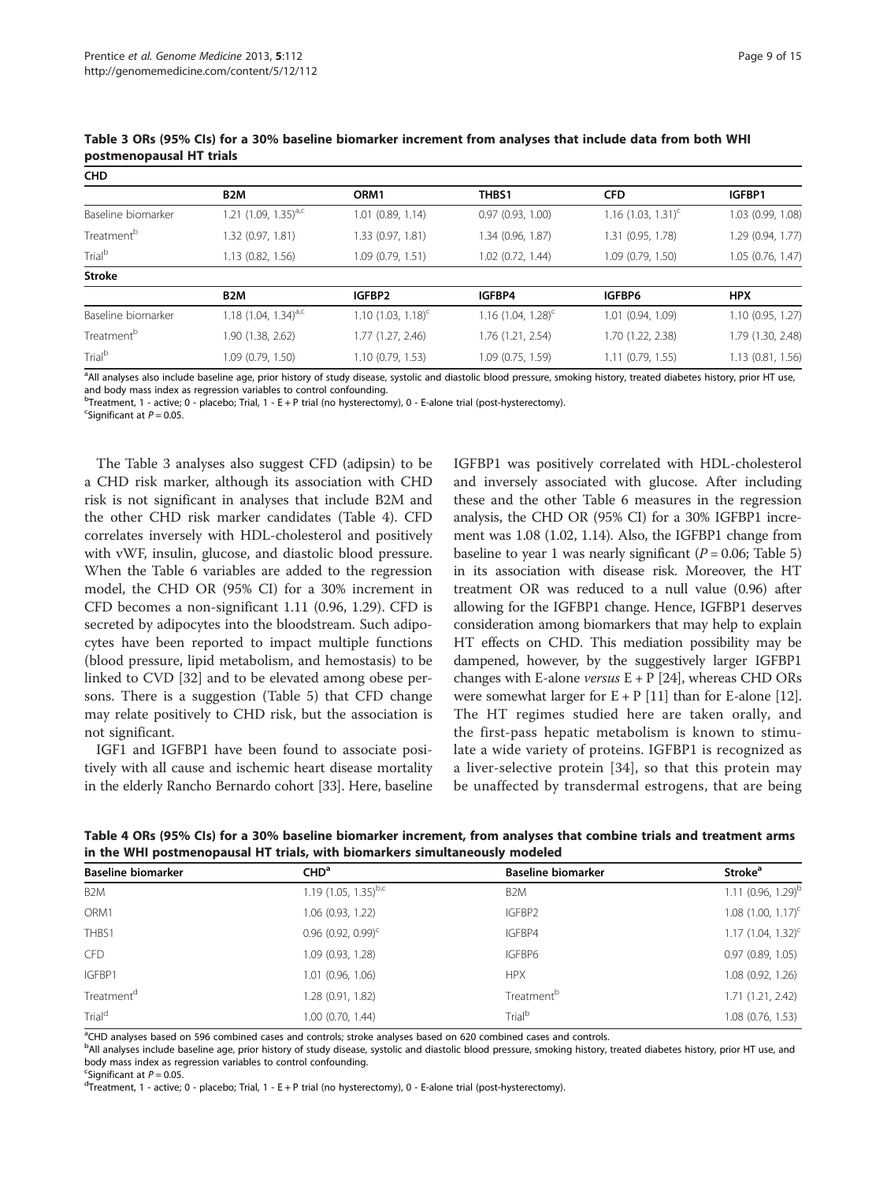**Table 3 ORs (95% CIs) for a 30% baseline biomarker increment from analyses that include data from both WHI postmenopausal HT trials**

| **CHD** | | | | | |
|---|---|---|---|---|---|
| | **B2M** | **ORM1** | **THBS1** | **CFD** | **IGFBP1** |
| Baseline biomarker | 1.21 (1.09, 1.35)[a,c] | 1.01 (0.89, 1.14) | 0.97 (0.93, 1.00) | 1.16 (1.03, 1.31)[c] | 1.03 (0.99, 1.08) |
| Treatment[b] | 1.32 (0.97, 1.81) | 1.33 (0.97, 1.81) | 1.34 (0.96, 1.87) | 1.31 (0.95, 1.78) | 1.29 (0.94, 1.77) |
| Trial[b] | 1.13 (0.82, 1.56) | 1.09 (0.79, 1.51) | 1.02 (0.72, 1.44) | 1.09 (0.79, 1.50) | 1.05 (0.76, 1.47) |
| **Stroke** | | | | | |
| | **B2M** | **IGFBP2** | **IGFBP4** | **IGFBP6** | **HPX** |
| Baseline biomarker | 1.18 (1.04, 1.34)[a,c] | 1.10 (1.03, 1.18)[c] | 1.16 (1.04, 1.28)[c] | 1.01 (0.94, 1.09) | 1.10 (0.95, 1.27) |
| Treatment[b] | 1.90 (1.38, 2.62) | 1.77 (1.27, 2.46) | 1.76 (1.21, 2.54) | 1.70 (1.22, 2.38) | 1.79 (1.30, 2.48) |
| Trial[b] | 1.09 (0.79, 1.50) | 1.10 (0.79, 1.53) | 1.09 (0.75, 1.59) | 1.11 (0.79, 1.55) | 1.13 (0.81, 1.56) |

[a]All analyses also include baseline age, prior history of study disease, systolic and diastolic blood pressure, smoking history, treated diabetes history, prior HT use, and body mass index as regression variables to control confounding.
[b]Treatment, 1 - active; 0 - placebo; Trial, 1 - E + P trial (no hysterectomy), 0 - E-alone trial (post-hysterectomy).
[c]Significant at $P = 0.05$.

The Table 3 analyses also suggest CFD (adipsin) to be a CHD risk marker, although its association with CHD risk is not significant in analyses that include B2M and the other CHD risk marker candidates (Table 4). CFD correlates inversely with HDL-cholesterol and positively with vWF, insulin, glucose, and diastolic blood pressure. When the Table 6 variables are added to the regression model, the CHD OR (95% CI) for a 30% increment in CFD becomes a non-significant 1.11 (0.96, 1.29). CFD is secreted by adipocytes into the bloodstream. Such adipocytes have been reported to impact multiple functions (blood pressure, lipid metabolism, and hemostasis) to be linked to CVD [32] and to be elevated among obese persons. There is a suggestion (Table 5) that CFD change may relate positively to CHD risk, but the association is not significant.

IGF1 and IGFBP1 have been found to associate positively with all cause and ischemic heart disease mortality in the elderly Rancho Bernardo cohort [33]. Here, baseline IGFBP1 was positively correlated with HDL-cholesterol and inversely associated with glucose. After including these and the other Table 6 measures in the regression analysis, the CHD OR (95% CI) for a 30% IGFBP1 increment was 1.08 (1.02, 1.14). Also, the IGFBP1 change from baseline to year 1 was nearly significant ($P = 0.06$; Table 5) in its association with disease risk. Moreover, the HT treatment OR was reduced to a null value (0.96) after allowing for the IGFBP1 change. Hence, IGFBP1 deserves consideration among biomarkers that may help to explain HT effects on CHD. This mediation possibility may be dampened, however, by the suggestively larger IGFBP1 changes with E-alone *versus* E + P [24], whereas CHD ORs were somewhat larger for E + P [11] than for E-alone [12]. The HT regimes studied here are taken orally, and the first-pass hepatic metabolism is known to stimulate a wide variety of proteins. IGFBP1 is recognized as a liver-selective protein [34], so that this protein may be unaffected by transdermal estrogens, that are being

**Table 4 ORs (95% CIs) for a 30% baseline biomarker increment, from analyses that combine trials and treatment arms in the WHI postmenopausal HT trials, with biomarkers simultaneously modeled**

| **Baseline biomarker** | **CHD[a]** | **Baseline biomarker** | **Stroke[a]** |
|---|---|---|---|
| B2M | 1.19 (1.05, 1.35)[b,c] | B2M | 1.11 (0.96, 1.29)[b] |
| ORM1 | 1.06 (0.93, 1.22) | IGFBP2 | 1.08 (1.00, 1.17)[c] |
| THBS1 | 0.96 (0.92, 0.99)[c] | IGFBP4 | 1.17 (1.04, 1.32)[c] |
| CFD | 1.09 (0.93, 1.28) | IGFBP6 | 0.97 (0.89, 1.05) |
| IGFBP1 | 1.01 (0.96, 1.06) | HPX | 1.08 (0.92, 1.26) |
| Treatment[d] | 1.28 (0.91, 1.82) | Treatment[b] | 1.71 (1.21, 2.42) |
| Trial[d] | 1.00 (0.70, 1.44) | Trial[b] | 1.08 (0.76, 1.53) |

[a]CHD analyses based on 596 combined cases and controls; stroke analyses based on 620 combined cases and controls.
[b]All analyses include baseline age, prior history of study disease, systolic and diastolic blood pressure, smoking history, treated diabetes history, prior HT use, and body mass index as regression variables to control confounding.
[c]Significant at $P = 0.05$.
[d]Treatment, 1 - active; 0 - placebo; Trial, 1 - E + P trial (no hysterectomy), 0 - E-alone trial (post-hysterectomy).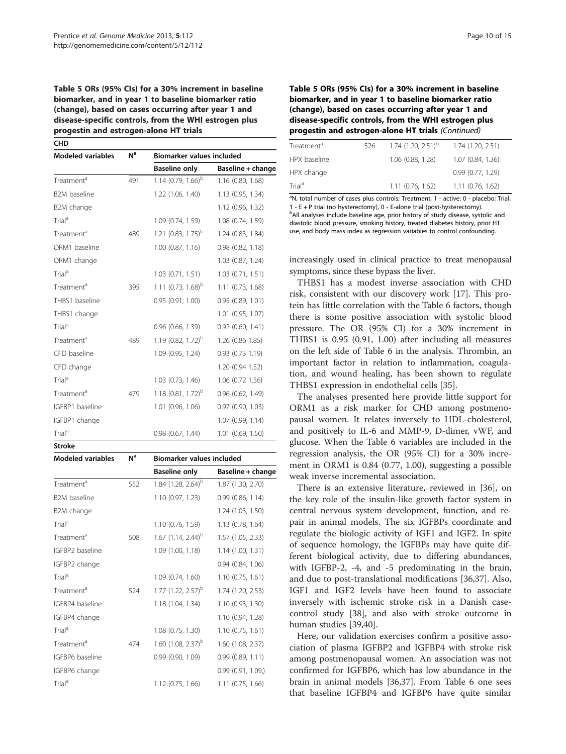**Table 5 ORs (95% CIs) for a 30% increment in baseline biomarker, and in year 1 to baseline biomarker ratio (change), based on cases occurring after year 1 and disease-specific controls, from the WHI estrogen plus progestin and estrogen-alone HT trials**

| Modeled variables | N[a] | Biomarker values included | |
|---|---|---|---|
| | | Baseline only | Baseline + change |
| **CHD** | | | |
| Treatment[a] | 491 | 1.14 (0.79, 1.66)[b] | 1.16 (0.80, 1.68) |
| B2M baseline | | 1.22 (1.06, 1.40) | 1.13 (0.95, 1.34) |
| B2M change | | | 1.12 (0.96, 1.32) |
| Trial[a] | | 1.09 (0.74, 1.59) | 1.08 (0.74, 1.59) |
| Treatment[a] | 489 | 1.21 (0.83, 1.75)[b] | 1.24 (0.83, 1.84) |
| ORM1 baseline | | 1.00 (0.87, 1.16) | 0.98 (0.82, 1.18) |
| ORM1 change | | | 1.03 (0.87, 1.24) |
| Trial[a] | | 1.03 (0.71, 1.51) | 1.03 (0.71, 1.51) |
| Treatment[a] | 395 | 1.11 (0.73, 1.68)[b] | 1.11 (0.73, 1.68) |
| THBS1 baseline | | 0.95 (0.91, 1.00) | 0.95 (0.89, 1.01) |
| THBS1 change | | | 1.01 (0.95, 1.07) |
| Trial[a] | | 0.96 (0.66, 1.39) | 0.92 (0.60, 1.41) |
| Treatment[a] | 489 | 1.19 (0.82, 1.72)[b] | 1.26 (0.86 1.85) |
| CFD baseline | | 1.09 (0.95, 1.24) | 0.93 (0.73 1.19) |
| CFD change | | | 1.20 (0.94 1.52) |
| Trial[a] | | 1.03 (0.73, 1.46) | 1.06 (0.72 1.56) |
| Treatment[a] | 479 | 1.18 (0.81, 1.72)[b] | 0.96 (0.62, 1.49) |
| IGFBP1 baseline | | 1.01 (0.96, 1.06) | 0.97 (0.90, 1.03) |
| IGFBP1 change | | | 1.07 (0.99, 1.14) |
| Trial[a] | | 0.98 (0.67, 1.44) | 1.01 (0.69, 1.50) |
| **Stroke** | | | |
| Treatment[a] | 552 | 1.84 (1.28, 2.64)[b] | 1.87 (1.30, 2.70) |
| B2M baseline | | 1.10 (0.97, 1.23) | 0.99 (0.86, 1.14) |
| B2M change | | | 1.24 (1.03, 1.50) |
| Trial[a] | | 1.10 (0.76, 1.59) | 1.13 (0.78, 1.64) |
| Treatment[a] | 508 | 1.67 (1.14, 2.44)[b] | 1.57 (1.05, 2.33) |
| IGFBP2 baseline | | 1.09 (1.00, 1.18) | 1.14 (1.00, 1.31) |
| IGFBP2 change | | | 0.94 (0.84, 1.06) |
| Trial[a] | | 1.09 (0.74, 1.60) | 1.10 (0.75, 1.61) |
| Treatment[a] | 524 | 1.77 (1.22, 2.57)[b] | 1.74 (1.20, 2.53) |
| IGFBP4 baseline | | 1.18 (1.04, 1.34) | 1.10 (0.93, 1.30) |
| IGFBP4 change | | | 1.10 (0.94, 1.28) |
| Trial[a] | | 1.08 (0.75, 1.30) | 1.10 (0.75, 1.61) |
| Treatment[a] | 474 | 1.60 (1.08, 2.37)[b] | 1.60 (1.08, 2.37) |
| IGFBP6 baseline | | 0.99 (0.90, 1.09) | 0.99 (0.89, 1.11) |
| IGFBP6 change | | | 0.99 (0.91, 1.09,) |
| Trial[a] | | 1.12 (0.75, 1.66) | 1.11 (0.75, 1.66) |
| Treatment[a] | 526 | 1.74 (1.20, 2.51)[b] | 1.74 (1.20, 2.51) |
| HPX baseline | | 1.06 (0.88, 1.28) | 1.07 (0.84, 1.36) |
| HPX change | | | 0.99 (0.77, 1.29) |
| Trial[a] | | 1.11 (0.76, 1.62) | 1.11 (0.76, 1.62) |

[a]N, total number of cases plus controls; Treatment, 1 - active; 0 - placebo; Trial, 1 - E + P trial (no hysterectomy), 0 - E-alone trial (post-hysterectomy).
[b]All analyses include baseline age, prior history of study disease, systolic and diastolic blood pressure, smoking history, treated diabetes history, prior HT use, and body mass index as regression variables to control confounding.

increasingly used in clinical practice to treat menopausal symptoms, since these bypass the liver.

THBS1 has a modest inverse association with CHD risk, consistent with our discovery work [17]. This protein has little correlation with the Table 6 factors, though there is some positive association with systolic blood pressure. The OR (95% CI) for a 30% increment in THBS1 is 0.95 (0.91, 1.00) after including all measures on the left side of Table 6 in the analysis. Thrombin, an important factor in relation to inflammation, coagulation, and wound healing, has been shown to regulate THBS1 expression in endothelial cells [35].

The analyses presented here provide little support for ORM1 as a risk marker for CHD among postmenopausal women. It relates inversely to HDL-cholesterol, and positively to IL-6 and MMP-9, D-dimer, vWF, and glucose. When the Table 6 variables are included in the regression analysis, the OR (95% CI) for a 30% increment in ORM1 is 0.84 (0.77, 1.00), suggesting a possible weak inverse incremental association.

There is an extensive literature, reviewed in [36], on the key role of the insulin-like growth factor system in central nervous system development, function, and repair in animal models. The six IGFBPs coordinate and regulate the biologic activity of IGF1 and IGF2. In spite of sequence homology, the IGFBPs may have quite different biological activity, due to differing abundances, with IGFBP-2, -4, and -5 predominating in the brain, and due to post-translational modifications [36,37]. Also, IGF1 and IGF2 levels have been found to associate inversely with ischemic stroke risk in a Danish case-control study [38], and also with stroke outcome in human studies [39,40].

Here, our validation exercises confirm a positive association of plasma IGFBP2 and IGFBP4 with stroke risk among postmenopausal women. An association was not confirmed for IGFBP6, which has low abundance in the brain in animal models [36,37]. From Table 6 one sees that baseline IGFBP4 and IGFBP6 have quite similar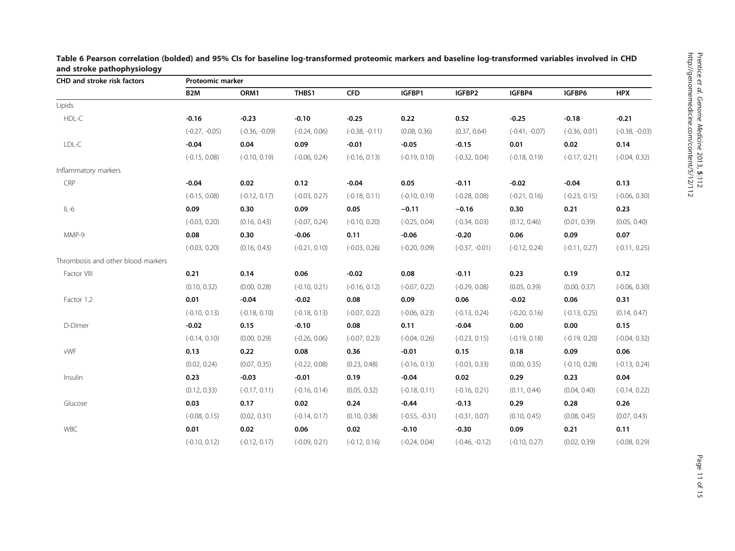**Table 6 Pearson correlation (bolded) and 95% CIs for baseline log-transformed proteomic markers and baseline log-transformed variables involved in CHD and stroke pathophysiology**

| CHD and stroke risk factors | Proteomic marker | | | | | | | | |
|---|---|---|---|---|---|---|---|---|---|
| | B2M | ORM1 | THBS1 | CFD | IGFBP1 | IGFBP2 | IGFBP4 | IGFBP6 | HPX |
| Lipids | | | | | | | | | |
| HDL-C | **-0.16** | **-0.23** | **-0.10** | **-0.25** | **0.22** | **0.52** | **-0.25** | **-0.18** | **-0.21** |
| | (-0.27, -0.05) | (-0.36, -0.09) | (-0.24, 0.06) | (-0.38, -0.11) | (0.08, 0.36) | (0.37, 0.64) | (-0.41, -0.07) | (-0.36, 0.01) | (-0.38, -0.03) |
| LDL-C | **-0.04** | **0.04** | **0.09** | **-0.01** | **-0.05** | **-0.15** | **0.01** | **0.02** | **0.14** |
| | (-0.15, 0.08) | (-0.10, 0.19) | (-0.06, 0.24) | (-0.16, 0.13) | (-0.19, 0.10) | (-0.32, 0.04) | (-0.18, 0.19) | (-0.17, 0.21) | (-0.04, 0.32) |
| Inflammatory markers | | | | | | | | | |
| CRP | **-0.04** | **0.02** | **0.12** | **-0.04** | **0.05** | **-0.11** | **-0.02** | **-0.04** | **0.13** |
| | (-0.15, 0.08) | (-0.12, 0.17) | (-0.03, 0.27) | (-0.18, 0.11) | (-0.10, 0.19) | (-0.28, 0.08) | (-0.21, 0.16) | (-0.23, 0.15) | (-0.06, 0.30) |
| IL-6 | **0.09** | **0.30** | **0.09** | **0.05** | **−0.11** | **−0.16** | **0.30** | **0.21** | **0.23** |
| | (-0.03, 0.20) | (0.16, 0.43) | (-0.07, 0.24) | (-0.10, 0.20) | (-0.25, 0.04) | (-0.34, 0.03) | (0.12, 0.46) | (0.01, 0.39) | (0.05, 0.40) |
| MMP-9 | **0.08** | **0.30** | **-0.06** | **0.11** | **-0.06** | **-0.20** | **0.06** | **0.09** | **0.07** |
| | (-0.03, 0.20) | (0.16, 0.43) | (-0.21, 0.10) | (-0.03, 0.26) | (-0.20, 0.09) | (-0.37, -0.01) | (-0.12, 0.24) | (-0.11, 0.27) | (-0.11, 0.25) |
| Thrombosis and other blood markers | | | | | | | | | |
| Factor VIII | **0.21** | **0.14** | **0.06** | **-0.02** | **0.08** | **-0.11** | **0.23** | **0.19** | **0.12** |
| | (0.10, 0.32) | (0.00, 0.28) | (-0.10, 0.21) | (-0.16, 0.12) | (-0.07, 0.22) | (-0.29, 0.08) | (0.05, 0.39) | (0.00, 0.37) | (-0.06, 0.30) |
| Factor 1.2 | **0.01** | **-0.04** | **-0.02** | **0.08** | **0.09** | **0.06** | **-0.02** | **0.06** | **0.31** |
| | (-0.10, 0.13) | (-0.18, 0.10) | (-0.18, 0.13) | (-0.07, 0.22) | (-0.06, 0.23) | (-0.13, 0.24) | (-0.20, 0.16) | (-0.13, 0.25) | (0.14, 0.47) |
| D-Dimer | **-0.02** | **0.15** | **-0.10** | **0.08** | **0.11** | **-0.04** | **0.00** | **0.00** | **0.15** |
| | (-0.14, 0.10) | (0.00, 0.29) | (-0.26, 0.06) | (-0.07, 0.23) | (-0.04, 0.26) | (-0.23, 0.15) | (-0.19, 0.18) | (-0.19, 0.20) | (-0.04, 0.32) |
| vWF | **0.13** | **0.22** | **0.08** | **0.36** | **-0.01** | **0.15** | **0.18** | **0.09** | **0.06** |
| | (0.02, 0.24) | (0.07, 0.35) | (-0.22, 0.08) | (0.23, 0.48) | (-0.16, 0.13) | (-0.03, 0.33) | (0.00, 0.35) | (-0.10, 0.28) | (-0.13, 0.24) |
| Insulin | **0.23** | **-0.03** | **-0.01** | **0.19** | **-0.04** | **0.02** | **0.29** | **0.23** | **0.04** |
| | (0.12, 0.33) | (-0.17, 0.11) | (-0.16, 0.14) | (0.05, 0.32) | (-0.18, 0.11) | (-0.16, 0.21) | (0.11, 0.44) | (0.04, 0.40) | (-0.14, 0.22) |
| Glucose | **0.03** | **0.17** | **0.02** | **0.24** | **-0.44** | **-0.13** | **0.29** | **0.28** | **0.26** |
| | (-0.08, 0.15) | (0.02, 0.31) | (-0.14, 0.17) | (0.10, 0.38) | (-0.55, -0.31) | (-0.31, 0.07) | (0.10, 0.45) | (0.08, 0.45) | (0.07, 0.43) |
| WBC | **0.01** | **0.02** | **0.06** | **0.02** | **-0.10** | **-0.30** | **0.09** | **0.21** | **0.11** |
| | (-0.10, 0.12) | (-0.12, 0.17) | (-0.09, 0.21) | (-0.12, 0.16) | (-0.24, 0.04) | (-0.46, -0.12) | (-0.10, 0.27) | (0.02, 0.39) | (-0.08, 0.29) |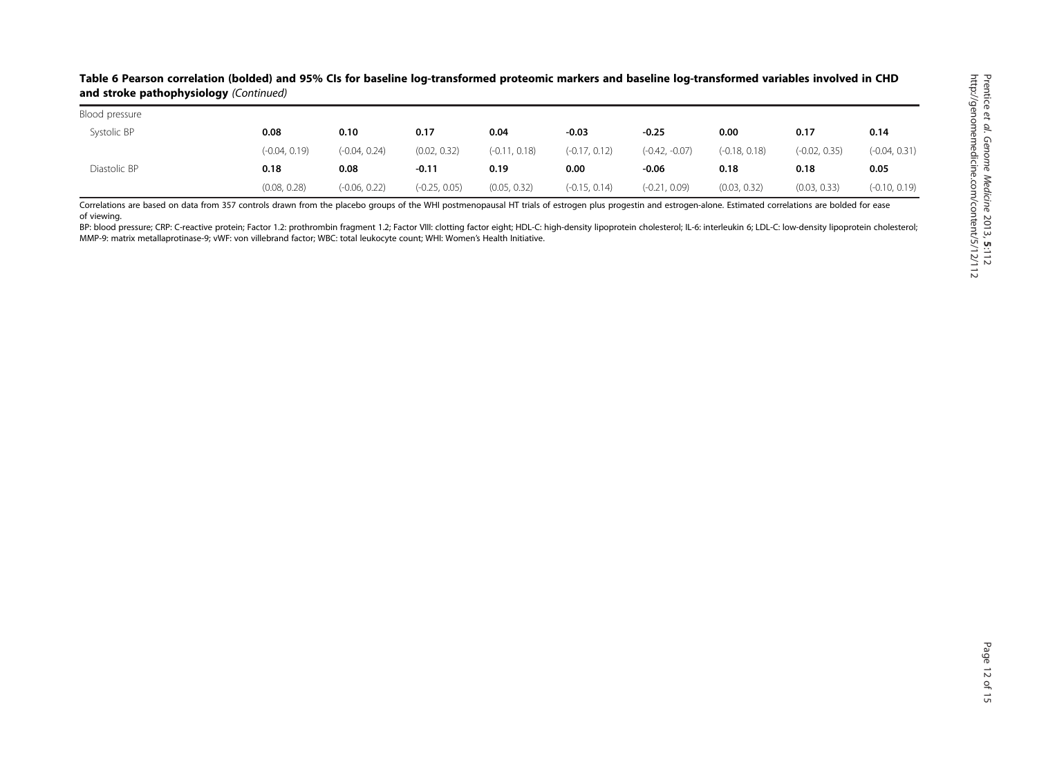**Table 6 Pearson correlation (bolded) and 95% CIs for baseline log-transformed proteomic markers and baseline log-transformed variables involved in CHD and stroke pathophysiology** *(Continued)*

| | | | | | | | | | |
|---|---|---|---|---|---|---|---|---|---|
| Blood pressure | | | | | | | | | |
| Systolic BP | **0.08** | **0.10** | **0.17** | **0.04** | **-0.03** | **-0.25** | **0.00** | **0.17** | **0.14** |
| | (-0.04, 0.19) | (-0.04, 0.24) | (0.02, 0.32) | (-0.11, 0.18) | (-0.17, 0.12) | (-0.42, -0.07) | (-0.18, 0.18) | (-0.02, 0.35) | (-0.04, 0.31) |
| Diastolic BP | **0.18** | **0.08** | **-0.11** | **0.19** | **0.00** | **-0.06** | **0.18** | **0.18** | **0.05** |
| | (0.08, 0.28) | (-0.06, 0.22) | (-0.25, 0.05) | (0.05, 0.32) | (-0.15, 0.14) | (-0.21, 0.09) | (0.03, 0.32) | (0.03, 0.33) | (-0.10, 0.19) |

Correlations are based on data from 357 controls drawn from the placebo groups of the WHI postmenopausal HT trials of estrogen plus progestin and estrogen-alone. Estimated correlations are bolded for ease of viewing.

BP: blood pressure; CRP: C-reactive protein; Factor 1.2: prothrombin fragment 1.2; Factor VIII: clotting factor eight; HDL-C: high-density lipoprotein cholesterol; IL-6: interleukin 6; LDL-C: low-density lipoprotein cholesterol; MMP-9: matrix metallaprotinase-9; vWF: von villebrand factor; WBC: total leukocyte count; WHI: Women's Health Initiative.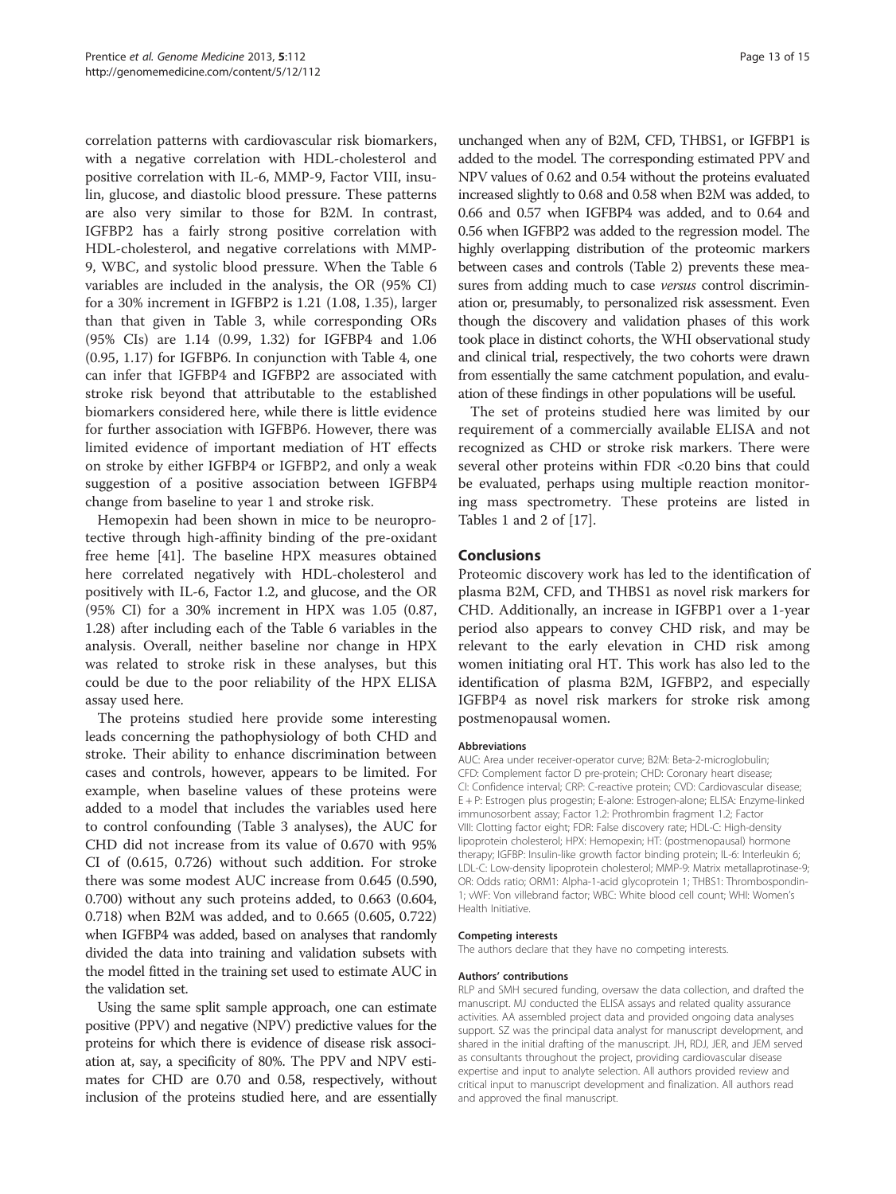correlation patterns with cardiovascular risk biomarkers, with a negative correlation with HDL-cholesterol and positive correlation with IL-6, MMP-9, Factor VIII, insulin, glucose, and diastolic blood pressure. These patterns are also very similar to those for B2M. In contrast, IGFBP2 has a fairly strong positive correlation with HDL-cholesterol, and negative correlations with MMP-9, WBC, and systolic blood pressure. When the Table 6 variables are included in the analysis, the OR (95% CI) for a 30% increment in IGFBP2 is 1.21 (1.08, 1.35), larger than that given in Table 3, while corresponding ORs (95% CIs) are 1.14 (0.99, 1.32) for IGFBP4 and 1.06 (0.95, 1.17) for IGFBP6. In conjunction with Table 4, one can infer that IGFBP4 and IGFBP2 are associated with stroke risk beyond that attributable to the established biomarkers considered here, while there is little evidence for further association with IGFBP6. However, there was limited evidence of important mediation of HT effects on stroke by either IGFBP4 or IGFBP2, and only a weak suggestion of a positive association between IGFBP4 change from baseline to year 1 and stroke risk.

Hemopexin had been shown in mice to be neuroprotective through high-affinity binding of the pre-oxidant free heme [41]. The baseline HPX measures obtained here correlated negatively with HDL-cholesterol and positively with IL-6, Factor 1.2, and glucose, and the OR (95% CI) for a 30% increment in HPX was 1.05 (0.87, 1.28) after including each of the Table 6 variables in the analysis. Overall, neither baseline nor change in HPX was related to stroke risk in these analyses, but this could be due to the poor reliability of the HPX ELISA assay used here.

The proteins studied here provide some interesting leads concerning the pathophysiology of both CHD and stroke. Their ability to enhance discrimination between cases and controls, however, appears to be limited. For example, when baseline values of these proteins were added to a model that includes the variables used here to control confounding (Table 3 analyses), the AUC for CHD did not increase from its value of 0.670 with 95% CI of (0.615, 0.726) without such addition. For stroke there was some modest AUC increase from 0.645 (0.590, 0.700) without any such proteins added, to 0.663 (0.604, 0.718) when B2M was added, and to 0.665 (0.605, 0.722) when IGFBP4 was added, based on analyses that randomly divided the data into training and validation subsets with the model fitted in the training set used to estimate AUC in the validation set.

Using the same split sample approach, one can estimate positive (PPV) and negative (NPV) predictive values for the proteins for which there is evidence of disease risk association at, say, a specificity of 80%. The PPV and NPV estimates for CHD are 0.70 and 0.58, respectively, without inclusion of the proteins studied here, and are essentially unchanged when any of B2M, CFD, THBS1, or IGFBP1 is added to the model. The corresponding estimated PPV and NPV values of 0.62 and 0.54 without the proteins evaluated increased slightly to 0.68 and 0.58 when B2M was added, to 0.66 and 0.57 when IGFBP4 was added, and to 0.64 and 0.56 when IGFBP2 was added to the regression model. The highly overlapping distribution of the proteomic markers between cases and controls (Table 2) prevents these measures from adding much to case *versus* control discrimination or, presumably, to personalized risk assessment. Even though the discovery and validation phases of this work took place in distinct cohorts, the WHI observational study and clinical trial, respectively, the two cohorts were drawn from essentially the same catchment population, and evaluation of these findings in other populations will be useful.

The set of proteins studied here was limited by our requirement of a commercially available ELISA and not recognized as CHD or stroke risk markers. There were several other proteins within FDR <0.20 bins that could be evaluated, perhaps using multiple reaction monitoring mass spectrometry. These proteins are listed in Tables 1 and 2 of [17].

## Conclusions

Proteomic discovery work has led to the identification of plasma B2M, CFD, and THBS1 as novel risk markers for CHD. Additionally, an increase in IGFBP1 over a 1-year period also appears to convey CHD risk, and may be relevant to the early elevation in CHD risk among women initiating oral HT. This work has also led to the identification of plasma B2M, IGFBP2, and especially IGFBP4 as novel risk markers for stroke risk among postmenopausal women.

#### Abbreviations

AUC: Area under receiver-operator curve; B2M: Beta-2-microglobulin; CFD: Complement factor D pre-protein; CHD: Coronary heart disease; CI: Confidence interval; CRP: C-reactive protein; CVD: Cardiovascular disease; E + P: Estrogen plus progestin; E-alone: Estrogen-alone; ELISA: Enzyme-linked immunosorbent assay; Factor 1.2: Prothrombin fragment 1.2; Factor VIII: Clotting factor eight; FDR: False discovery rate; HDL-C: High-density lipoprotein cholesterol; HPX: Hemopexin; HT: (postmenopausal) hormone therapy; IGFBP: Insulin-like growth factor binding protein; IL-6: Interleukin 6; LDL-C: Low-density lipoprotein cholesterol; MMP-9: Matrix metallaprotinase-9; OR: Odds ratio; ORM1: Alpha-1-acid glycoprotein 1; THBS1: Thrombospondin-1; vWF: Von villebrand factor; WBC: White blood cell count; WHI: Women's Health Initiative.

#### Competing interests

The authors declare that they have no competing interests.

#### Authors' contributions

RLP and SMH secured funding, oversaw the data collection, and drafted the manuscript. MJ conducted the ELISA assays and related quality assurance activities. AA assembled project data and provided ongoing data analyses support. SZ was the principal data analyst for manuscript development, and shared in the initial drafting of the manuscript. JH, RDJ, JER, and JEM served as consultants throughout the project, providing cardiovascular disease expertise and input to analyte selection. All authors provided review and critical input to manuscript development and finalization. All authors read and approved the final manuscript.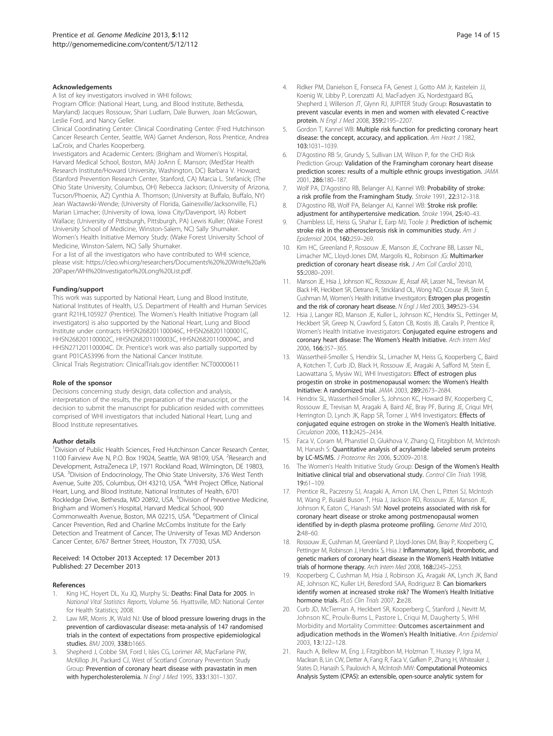### Acknowledgements

A list of key investigators involved in WHI follows:

Program Office: (National Heart, Lung, and Blood Institute, Bethesda, Maryland) Jacques Rossouw, Shari Ludlam, Dale Burwen, Joan McGowan, Leslie Ford, and Nancy Geller.

Clinical Coordinating Center: Clinical Coordinating Center: (Fred Hutchinson Cancer Research Center, Seattle, WA) Garnet Anderson, Ross Prentice, Andrea LaCroix, and Charles Kooperberg.

Investigators and Academic Centers: (Brigham and Women's Hospital, Harvard Medical School, Boston, MA) JoAnn E. Manson; (MedStar Health Research Institute/Howard University, Washington, DC) Barbara V. Howard; (Stanford Prevention Research Center, Stanford, CA) Marcia L. Stefanick; (The Ohio State University, Columbus, OH) Rebecca Jackson; (University of Arizona, Tucson/Phoenix, AZ) Cynthia A. Thomson; (University at Buffalo, Buffalo, NY) Jean Wactawski-Wende; (University of Florida, Gainesville/Jacksonville, FL) Marian Limacher; (University of Iowa, Iowa City/Davenport, IA) Robert Wallace; (University of Pittsburgh, Pittsburgh, PA) Lewis Kuller; (Wake Forest University School of Medicine, Winston-Salem, NC) Sally Shumaker.

Women's Health Initiative Memory Study: (Wake Forest University School of Medicine, Winston-Salem, NC) Sally Shumaker.

For a list of all the investigators who have contributed to WHI science, please visit: https://cleo.whi.org/researchers/Documents%20%20Write%20a%20Paper/WHI%20Investigator%20Long%20List.pdf.

### Funding/support

This work was supported by National Heart, Lung and Blood Institute, National Institutes of Health, U.S. Department of Health and Human Services grant R21HL105927 (Prentice). The Women's Health Initiative Program (all investigators) is also supported by the National Heart, Lung and Blood Institute under contracts HHSN268201100046C, HHSN268201100001C, HHSN268201100002C, HHSN268201100003C, HHSN268201100004C, and HHSN271201100004C. Dr. Prentice's work was also partially supported by grant P01CA53996 from the National Cancer Institute.

Clinical Trials Registration: ClinicalTrials.gov identifier: NCT00000611

### Role of the sponsor

Decisions concerning study design, data collection and analysis, interpretation of the results, the preparation of the manuscript, or the decision to submit the manuscript for publication resided with committees comprised of WHI investigators that included National Heart, Lung and Blood Institute representatives.

### Author details

[1]Division of Public Health Sciences, Fred Hutchinson Cancer Research Center, 1100 Fairview Ave N, P.O. Box 19024, Seattle, WA 98109, USA. [2]Research and Development, AstraZeneca LP, 1971 Rockland Road, Wilmington, DE 19803, USA. [3]Division of Endocrinology, The Ohio State University, 376 West Tenth Avenue, Suite 205, Columbus, OH 43210, USA. [4]WHI Project Office, National Heart, Lung, and Blood Institute, National Institutes of Health, 6701 Rockledge Drive, Bethesda, MD 20892, USA. [5]Division of Preventive Medicine, Brigham and Women's Hospital, Harvard Medical School, 900 Commonwealth Avenue, Boston, MA 02215, USA. [6]Department of Clinical Cancer Prevention, Red and Charline McCombs Institute for the Early Detection and Treatment of Cancer, The University of Texas MD Anderson Cancer Center, 6767 Bertner Street, Houston, TX 77030, USA.

Received: 14 October 2013 Accepted: 17 December 2013
Published: 27 December 2013

### References

1. King HC, Hoyert DL, Xu JQ, Murphy SL: **Deaths: Final Data for 2005**. In *National Vital Statistics Reports*, Volume 56. Hyattsville, MD: National Center for Health Statistics; 2008.
2. Law MR, Morris JK, Wald NJ: **Use of blood pressure lowering drugs in the prevention of cardiovascular disease: meta-analysis of 147 randomised trials in the context of expectations from prospective epidemiological studies.** *BMJ* 2009, **338:**b1665.
3. Shepherd J, Cobbe SM, Ford I, Isles CG, Lorimer AR, MacFarlane PW, McKillop JH, Packard CJ, West of Scotland Coronary Prevention Study Group: **Prevention of coronary heart disease with pravastatin in men with hypercholesterolemia.** *N Engl J Med* 1995, **333:**1301–1307.
4. Ridker PM, Danielson E, Fonseca FA, Genest J, Gotto AM Jr, Kastelein JJ, Koenig W, Libby P, Lorenzatti AJ, MacFadyen JG, Nordestgaard BG, Shepherd J, Willerson JT, Glynn RJ, JUPITER Study Group: **Rosuvastatin to prevent vascular events in men and women with elevated C-reactive protein.** *N Engl J Med* 2008, **359:**2195–2207.
5. Gordon T, Kannel WB: **Multiple risk function for predicting coronary heart disease: the concept, accuracy, and application.** *Am Heart J* 1982, **103:**1031–1039.
6. D'Agostino RB Sr, Grundy S, Sullivan LM, Wilson P, for the CHD Risk Prediction Group: **Validation of the Framingham coronary heart disease prediction scores: results of a multiple ethnic groups investigation.** *JAMA* 2001, **286:**180–187.
7. Wolf PA, D'Agostino RB, Belanger AJ, Kannel WB: **Probability of stroke: a risk profile from the Framingham Study.** *Stroke* 1991, **22:**312–318.
8. D'Agostino RB, Wolf PA, Belanger AJ, Kannel WB: **Stroke risk profile: adjustment for antihypertensive medication.** *Stroke* 1994, **25:**40–43.
9. Chambless LE, Heiss G, Shahar E, Earp MJ, Toole J: **Prediction of ischemic stroke risk in the atherosclerosis risk in communities study.** *Am J Epidemiol* 2004, **160:**259–269.
10. Kim HC, Greenland P, Rossouw JE, Manson JE, Cochrane BB, Lasser NL, Limacher MC, Lloyd-Jones DM, Margolis KL, Robinson JG: **Multimarker prediction of coronary heart disease risk.** *J Am Coll Cardiol* 2010, **55:**2080–2091.
11. Manson JE, Hsia J, Johnson KC, Rossouw JE, Assaf AR, Lasser NL, Trevisan M, Black HR, Heckbert SR, Detrano R, Strickland OL, Wong ND, Crouse JR, Stein E, Cushman M, Women's Health Initiative Investigators: **Estrogen plus progestin and the risk of coronary heart disease.** *N Engl J Med* 2003, **349:**523–534.
12. Hsia J, Langer RD, Manson JE, Kuller L, Johnson KC, Hendrix SL, Pettinger M, Heckbert SR, Greep N, Crawford S, Eaton CB, Kostis JB, Caralis P, Prentice R, Women's Health Initiative Investigators: **Conjugated equine estrogens and coronary heart disease: The Women's Health Initiative.** *Arch Intern Med* 2006, **166:**357–365.
13. Wassertheil-Smoller S, Hendrix SL, Limacher M, Heiss G, Kooperberg C, Baird A, Kotchen T, Curb JD, Black H, Rossouw JE, Aragaki A, Safford M, Stein E, Laowattana S, Mysiw WJ, WHI Investigators: **Effect of estrogen plus progestin on stroke in postmenopausal women: the Women's Health Initiative: A randomized trial.** *JAMA* 2003, **289:**2673–2684.
14. Hendrix SL, Wassertheil-Smoller S, Johnson KC, Howard BV, Kooperberg C, Rossouw JE, Trevisan M, Aragaki A, Baird AE, Bray PF, Buring JE, Criqui MH, Herrington D, Lynch JK, Rapp SR, Torner J, WHI Investigators: **Effects of conjugated equine estrogen on stroke in the Women's Health Initiative.** *Circulation* 2006, **113:**2425–2434.
15. Faca V, Coram M, Phanstiel D, Glukhova V, Zhang Q, Fitzgibbon M, McIntosh M, Hanash S: **Quantitative analysis of acrylamide labeled serum proteins by LC-MS/MS.** *J Proteome Res* 2006, **5:**2009–2018.
16. The Women's Health Initiative Study Group: **Design of the Women's Health Initiative clinical trial and observational study.** *Control Clin Trials* 1998, **19:**61–109.
17. Prentice RL, Paczesny SJ, Aragaki A, Amon LM, Chen L, Pitteri SJ, McIntosh M, Wang P, Busald Buson T, Hsia J, Jackson RD, Rossouw JE, Manson JE, Johnson K, Eaton C, Hanash SM: **Novel proteins associated with risk for coronary heart disease or stroke among postmenopausal women identified by in-depth plasma proteome profiling.** *Genome Med* 2010, **2:**48–60.
18. Rossouw JE, Cushman M, Greenland P, Lloyd-Jones DM, Bray P, Kooperberg C, Pettinger M, Robinson J, Hendrix S, Hsia J: **Inflammatory, lipid, thrombotic, and genetic markers of coronary heart disease in the Women's Health Initiative trials of hormone therapy.** *Arch Intern Med* 2008, **168:**2245–2253.
19. Kooperberg C, Cushman M, Hsia J, Robinson JG, Aragaki AK, Lynch JK, Baird AE, Johnson KC, Kuller LH, Beresford SAA, Rodriguez B: **Can biomarkers identify women at increased stroke risk? The Women's Health Initiative hormone trials.** *PLoS Clin Trials* 2007, **2:**e28.
20. Curb JD, McTiernan A, Heckbert SR, Kooperberg C, Stanford J, Nevitt M, Johnson KC, Proulx-Burns L, Pastore L, Criqui M, Daugherty S, WHI Morbidity and Mortality Committee: **Outcomes ascertainment and adjudication methods in the Women's Health Initiative.** *Ann Epidemiol* 2003, **13:**122–128.
21. Rauch A, Bellew M, Eng J, Fitzgibbon M, Holzman T, Hussey P, Igra M, Maclean B, Lin CW, Detter A, Fang R, Faca V, Gafken P, Zhang H, Whiteaker J, States D, Hanash S, Paulovich A, McIntosh MW: **Computational Proteomics Analysis System (CPAS): an extensible, open-source analytic system for**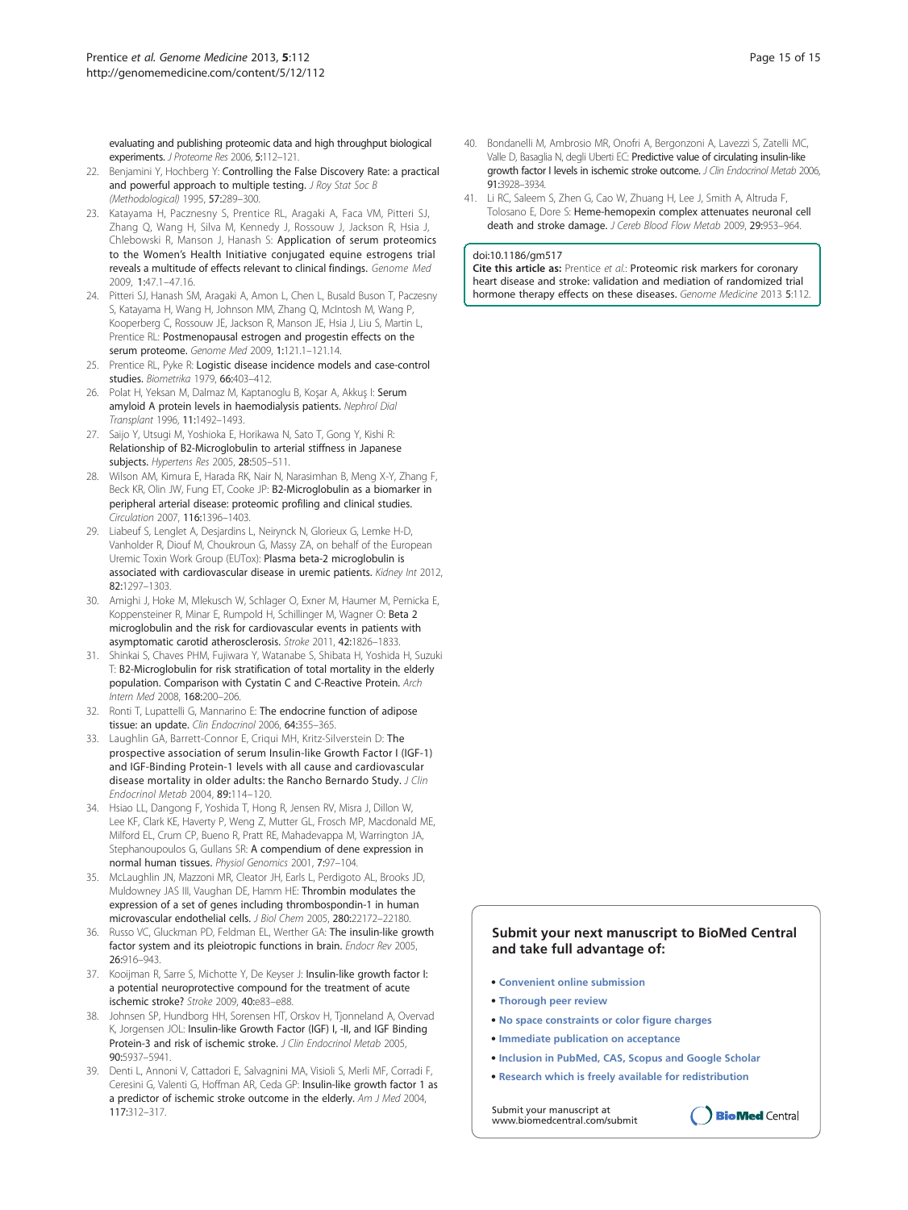evaluating and publishing proteomic data and high throughput biological experiments. *J Proteome Res* 2006, **5**:112–121.

22. Benjamini Y, Hochberg Y: Controlling the False Discovery Rate: a practical and powerful approach to multiple testing. *J Roy Stat Soc B (Methodological)* 1995, **57**:289–300.
23. Katayama H, Paczesny S, Prentice RL, Aragaki A, Faca VM, Pitteri SJ, Zhang Q, Wang H, Silva M, Kennedy J, Rossouw J, Jackson R, Hsia J, Chlebowski R, Manson J, Hanash S: Application of serum proteomics to the Women's Health Initiative conjugated equine estrogens trial reveals a multitude of effects relevant to clinical findings. *Genome Med* 2009, **1**:47.1–47.16.
24. Pitteri SJ, Hanash SM, Aragaki A, Amon L, Chen L, Busald Buson T, Paczesny S, Katayama H, Wang H, Johnson MM, Zhang Q, McIntosh M, Wang P, Kooperberg C, Rossouw JE, Jackson RD, Manson JE, Hsia J, Liu S, Martin L, Prentice RL: Postmenopausal estrogen and progestin effects on the serum proteome. *Genome Med* 2009, **1**:121.1–121.14.
25. Prentice RL, Pyke R: Logistic disease incidence models and case-control studies. *Biometrika* 1979, **66**:403–412.
26. Polat H, Yeksan M, Dalmaz M, Kaptanoglu B, Koşar A, Akkuş I: Serum amyloid A protein levels in haemodialysis patients. *Nephrol Dial Transplant* 1996, **11**:1492–1493.
27. Saijo Y, Utsugi M, Yoshioka E, Horikawa N, Sato T, Gong Y, Kishi R: Relationship of B2-Microglobulin to arterial stiffness in Japanese subjects. *Hypertens Res* 2005, **28**:505–511.
28. Wilson AM, Kimura E, Harada RK, Nair N, Narasimhan B, Meng X-Y, Zhang F, Beck KR, Olin JW, Fung ET, Cooke JP: B2-Microglobulin as a biomarker in peripheral arterial disease: proteomic profiling and clinical studies. *Circulation* 2007, **116**:1396–1403.
29. Liabeuf S, Lenglet A, Desjardins L, Neirynck N, Glorieux G, Lemke H-D, Vanholder R, Diouf M, Choukroun G, Massy ZA, on behalf of the European Uremic Toxin Work Group (EUTox): Plasma beta-2 microglobulin is associated with cardiovascular disease in uremic patients. *Kidney Int* 2012, **82**:1297–1303.
30. Amighi J, Hoke M, Mlekusch W, Schlager O, Exner M, Haumer M, Pernicka E, Koppensteiner R, Minar E, Rumpold H, Schillinger M, Wagner O: Beta 2 microglobulin and the risk for cardiovascular events in patients with asymptomatic carotid atherosclerosis. *Stroke* 2011, **42**:1826–1833.
31. Shinkai S, Chaves PHM, Fujiwara Y, Watanabe S, Shibata H, Yoshida H, Suzuki T: B2-Microglobulin for risk stratification of total mortality in the elderly population. Comparison with Cystatin C and C-Reactive Protein. *Arch Intern Med* 2008, **168**:200–206.
32. Ronti T, Lupattelli G, Mannarino E: The endocrine function of adipose tissue: an update. *Clin Endocrinol* 2006, **64**:355–365.
33. Laughlin GA, Barrett-Connor E, Criqui MH, Kritz-Silverstein D: The prospective association of serum Insulin-like Growth Factor I (IGF-1) and IGF-Binding Protein-1 levels with all cause and cardiovascular disease mortality in older adults: the Rancho Bernardo Study. *J Clin Endocrinol Metab* 2004, **89**:114–120.
34. Hsiao LL, Dangong F, Yoshida T, Hong R, Jensen RV, Misra J, Dillon W, Lee KF, Clark KE, Haverty P, Weng Z, Mutter GL, Frosch MP, Macdonald ME, Milford EL, Crum CP, Bueno R, Pratt RE, Mahadevappa M, Warrington JA, Stephanoupoulos G, Gullans SR: A compendium of dene expression in normal human tissues. *Physiol Genomics* 2001, **7**:97–104.
35. McLaughlin JN, Mazzoni MR, Cleator JH, Earls L, Perdigoto AL, Brooks JD, Muldowney JAS III, Vaughan DE, Hamm HE: Thrombin modulates the expression of a set of genes including thrombospondin-1 in human microvascular endothelial cells. *J Biol Chem* 2005, **280**:22172–22180.
36. Russo VC, Gluckman PD, Feldman EL, Werther GA: The insulin-like growth factor system and its pleiotropic functions in brain. *Endocr Rev* 2005, **26**:916–943.
37. Kooijman R, Sarre S, Michotte Y, De Keyser J: Insulin-like growth factor I: a potential neuroprotective compound for the treatment of acute ischemic stroke? *Stroke* 2009, **40**:e83–e88.
38. Johnsen SP, Hundborg HH, Sorensen HT, Orskov H, Tjonneland A, Overvad K, Jorgensen JOL: Insulin-like Growth Factor (IGF) I, -II, and IGF Binding Protein-3 and risk of ischemic stroke. *J Clin Endocrinol Metab* 2005, **90**:5937–5941.
39. Denti L, Annoni V, Cattadori E, Salvagnini MA, Visioli S, Merli MF, Corradi F, Ceresini G, Valenti G, Hoffman AR, Ceda GP: Insulin-like growth factor 1 as a predictor of ischemic stroke outcome in the elderly. *Am J Med* 2004, **117**:312–317.
40. Bondanelli M, Ambrosio MR, Onofri A, Bergonzoni A, Lavezzi S, Zatelli MC, Valle D, Basaglia N, degli Uberti EC: Predictive value of circulating insulin-like growth factor I levels in ischemic stroke outcome. *J Clin Endocrinol Metab* 2006, **91**:3928–3934.
41. Li RC, Saleem S, Zhen G, Cao W, Zhuang H, Lee J, Smith A, Altruda F, Tolosano E, Dore S: Heme-hemopexin complex attenuates neuronal cell death and stroke damage. *J Cereb Blood Flow Metab* 2009, **29**:953–964.

doi:10.1186/gm517

**Cite this article as:** Prentice *et al.*: Proteomic risk markers for coronary heart disease and stroke: validation and mediation of randomized trial hormone therapy effects on these diseases. *Genome Medicine* 2013 **5**:112.

**Submit your next manuscript to BioMed Central and take full advantage of:**

- Convenient online submission
- Thorough peer review
- No space constraints or color figure charges
- Immediate publication on acceptance
- Inclusion in PubMed, CAS, Scopus and Google Scholar
- Research which is freely available for redistribution

Submit your manuscript at
www.biomedcentral.com/submit

BioMed Central